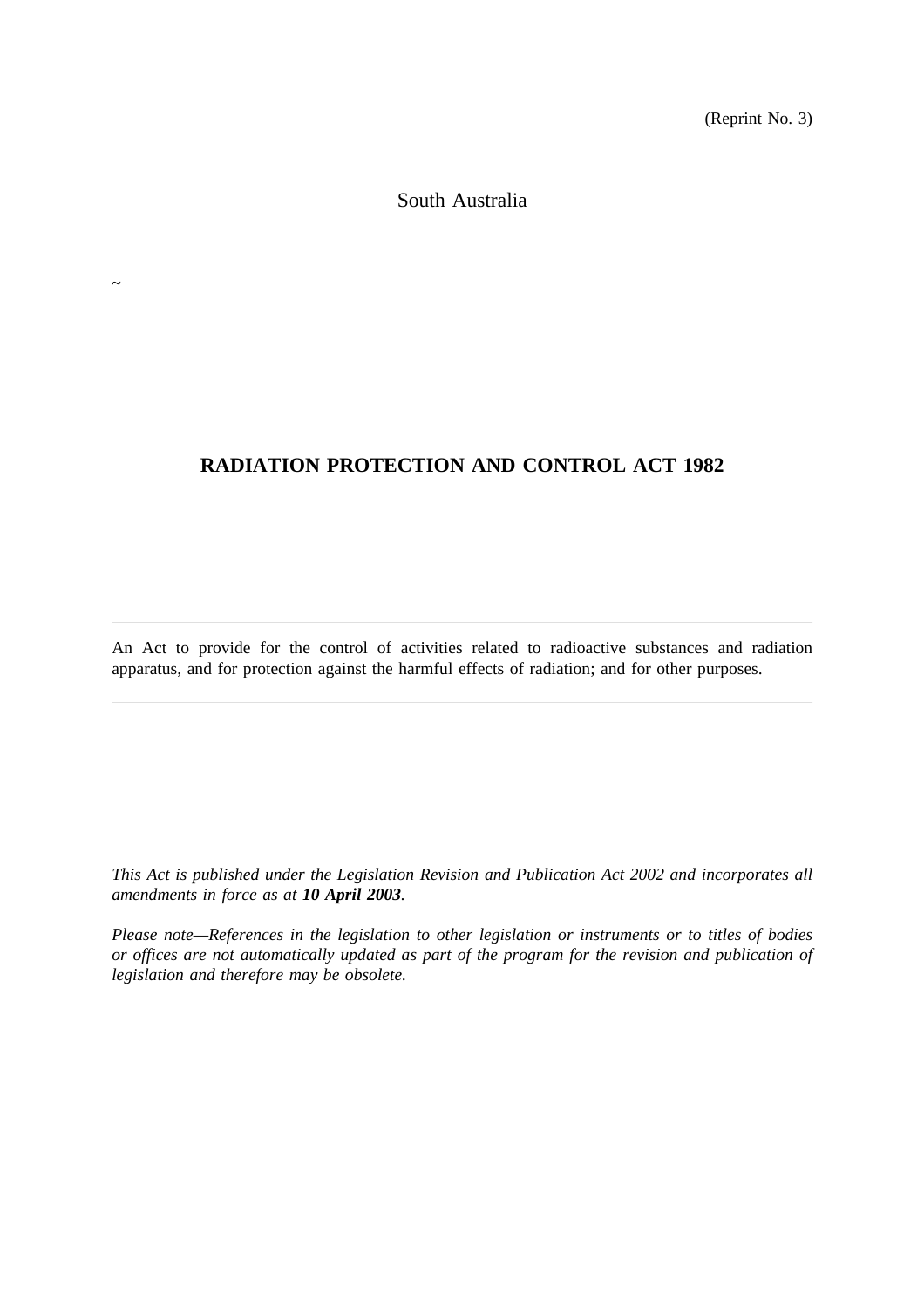(Reprint No. 3)

South Australia

~

# RADIATION PROTECTION AND CONTROL ACT 1982

---

An Act to provide for the control of activities related to radioactive substances and radiation apparatus, and for protection against the harmful effects of radiation; and for other purposes.

---

*This Act is published under the Legislation Revision and Publication Act 2002 and incorporates all amendments in force as at **10 April 2003**.*

*Please note—References in the legislation to other legislation or instruments or to titles of bodies or offices are not automatically updated as part of the program for the revision and publication of legislation and therefore may be obsolete.*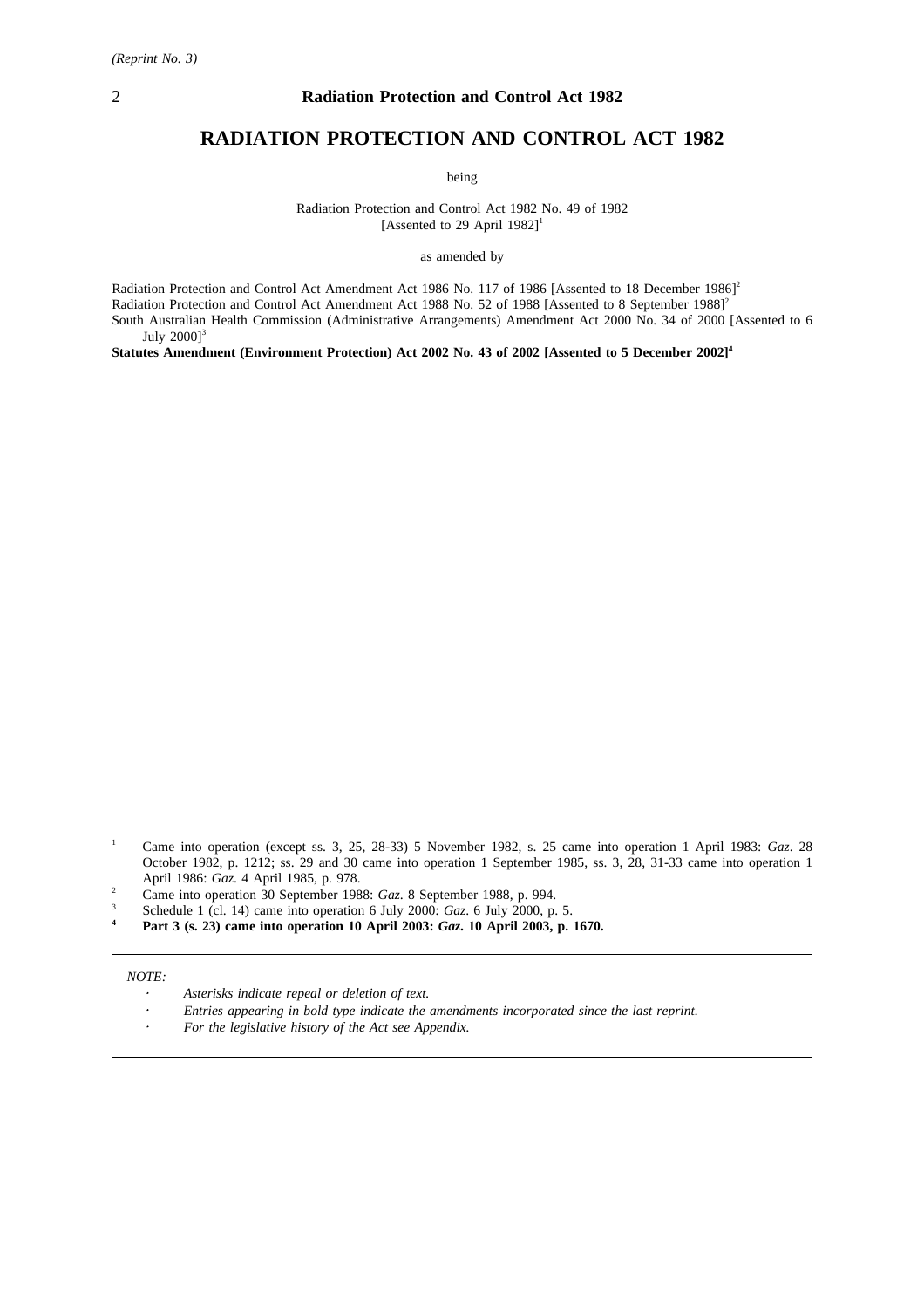*(Reprint No. 3)*

# RADIATION PROTECTION AND CONTROL ACT 1982

being

Radiation Protection and Control Act 1982 No. 49 of 1982
[Assented to 29 April 1982][1]

as amended by

Radiation Protection and Control Act Amendment Act 1986 No. 117 of 1986 [Assented to 18 December 1986][2]
Radiation Protection and Control Act Amendment Act 1988 No. 52 of 1988 [Assented to 8 September 1988][2]
South Australian Health Commission (Administrative Arrangements) Amendment Act 2000 No. 34 of 2000 [Assented to 6 July 2000][3]
**Statutes Amendment (Environment Protection) Act 2002 No. 43 of 2002 [Assented to 5 December 2002][4]**

[1] Came into operation (except ss. 3, 25, 28-33) 5 November 1982, s. 25 came into operation 1 April 1983: *Gaz*. 28 October 1982, p. 1212; ss. 29 and 30 came into operation 1 September 1985, ss. 3, 28, 31-33 came into operation 1 April 1986: *Gaz*. 4 April 1985, p. 978.

[2] Came into operation 30 September 1988: *Gaz*. 8 September 1988, p. 994.

[3] Schedule 1 (cl. 14) came into operation 6 July 2000: *Gaz*. 6 July 2000, p. 5.

[4] **Part 3 (s. 23) came into operation 10 April 2003: *Gaz*. 10 April 2003, p. 1670.**

*NOTE:*

- *Asterisks indicate repeal or deletion of text.*
- *Entries appearing in bold type indicate the amendments incorporated since the last reprint.*
- *For the legislative history of the Act see Appendix.*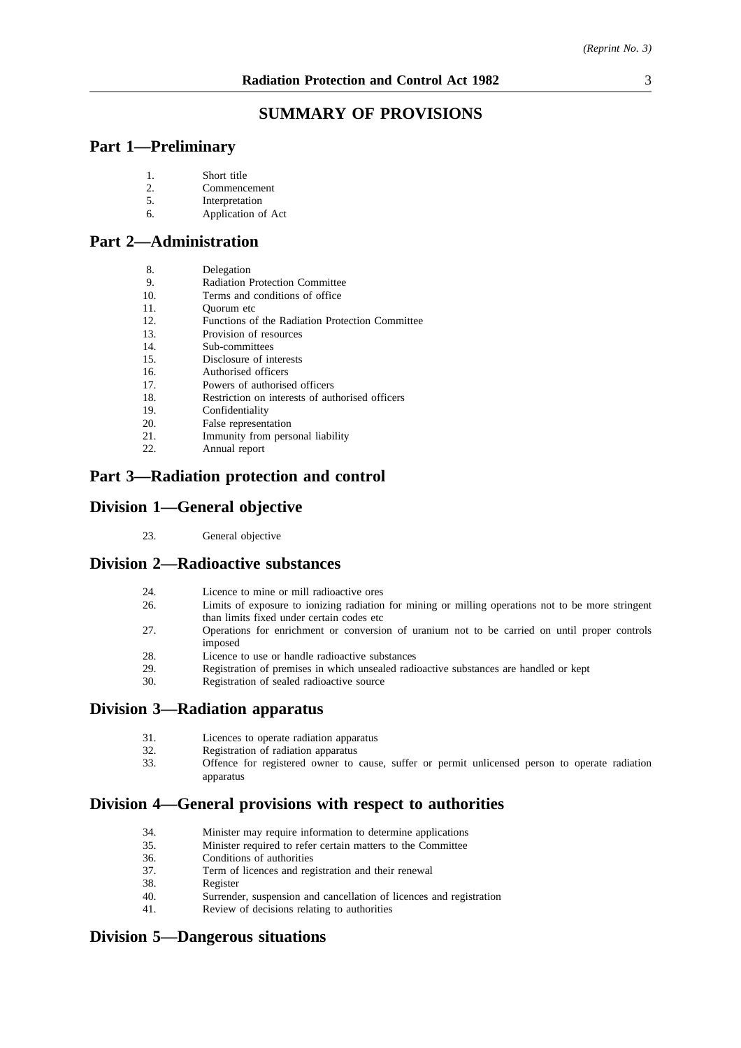# SUMMARY OF PROVISIONS

## Part 1—Preliminary

1. Short title
2. Commencement
5. Interpretation
6. Application of Act

## Part 2—Administration

8. Delegation
9. Radiation Protection Committee
10. Terms and conditions of office
11. Quorum etc
12. Functions of the Radiation Protection Committee
13. Provision of resources
14. Sub-committees
15. Disclosure of interests
16. Authorised officers
17. Powers of authorised officers
18. Restriction on interests of authorised officers
19. Confidentiality
20. False representation
21. Immunity from personal liability
22. Annual report

## Part 3—Radiation protection and control

## Division 1—General objective

23. General objective

## Division 2—Radioactive substances

24. Licence to mine or mill radioactive ores
26. Limits of exposure to ionizing radiation for mining or milling operations not to be more stringent than limits fixed under certain codes etc
27. Operations for enrichment or conversion of uranium not to be carried on until proper controls imposed
28. Licence to use or handle radioactive substances
29. Registration of premises in which unsealed radioactive substances are handled or kept
30. Registration of sealed radioactive source

## Division 3—Radiation apparatus

31. Licences to operate radiation apparatus
32. Registration of radiation apparatus
33. Offence for registered owner to cause, suffer or permit unlicensed person to operate radiation apparatus

## Division 4—General provisions with respect to authorities

34. Minister may require information to determine applications
35. Minister required to refer certain matters to the Committee
36. Conditions of authorities
37. Term of licences and registration and their renewal
38. Register
40. Surrender, suspension and cancellation of licences and registration
41. Review of decisions relating to authorities

## Division 5—Dangerous situations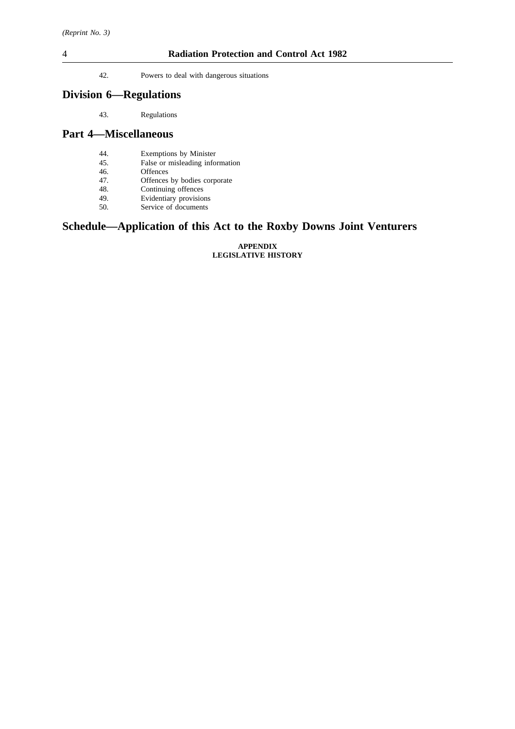42. Powers to deal with dangerous situations

## Division 6—Regulations

43. Regulations

## Part 4—Miscellaneous

44. Exemptions by Minister
45. False or misleading information
46. Offences
47. Offences by bodies corporate
48. Continuing offences
49. Evidentiary provisions
50. Service of documents

## Schedule—Application of this Act to the Roxby Downs Joint Venturers

**APPENDIX**
**LEGISLATIVE HISTORY**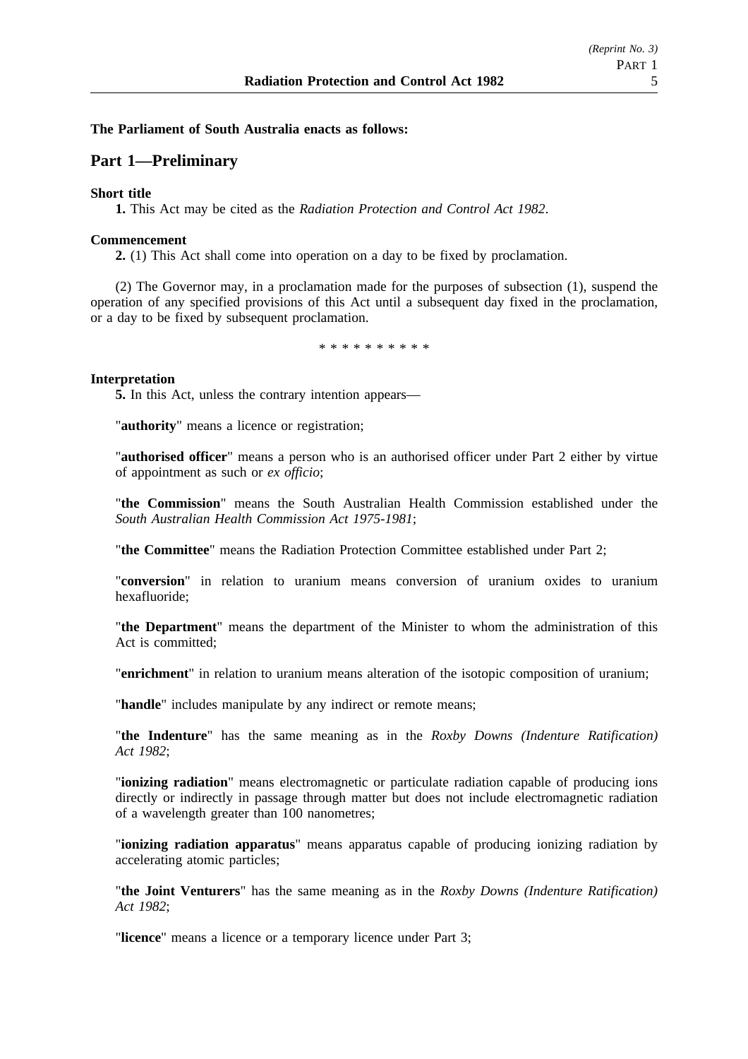**The Parliament of South Australia enacts as follows:**

## Part 1—Preliminary

**Short title**

**1.** This Act may be cited as the *Radiation Protection and Control Act 1982*.

**Commencement**

**2.** (1) This Act shall come into operation on a day to be fixed by proclamation.

(2) The Governor may, in a proclamation made for the purposes of subsection (1), suspend the operation of any specified provisions of this Act until a subsequent day fixed in the proclamation, or a day to be fixed by subsequent proclamation.

\* \* \* \* \* \* \* \* \* \*

**Interpretation**

**5.** In this Act, unless the contrary intention appears—

"**authority**" means a licence or registration;

"**authorised officer**" means a person who is an authorised officer under Part 2 either by virtue of appointment as such or *ex officio*;

"**the Commission**" means the South Australian Health Commission established under the *South Australian Health Commission Act 1975-1981*;

"**the Committee**" means the Radiation Protection Committee established under Part 2;

"**conversion**" in relation to uranium means conversion of uranium oxides to uranium hexafluoride;

"**the Department**" means the department of the Minister to whom the administration of this Act is committed;

"**enrichment**" in relation to uranium means alteration of the isotopic composition of uranium;

"**handle**" includes manipulate by any indirect or remote means;

"**the Indenture**" has the same meaning as in the *Roxby Downs (Indenture Ratification) Act 1982*;

"**ionizing radiation**" means electromagnetic or particulate radiation capable of producing ions directly or indirectly in passage through matter but does not include electromagnetic radiation of a wavelength greater than 100 nanometres;

"**ionizing radiation apparatus**" means apparatus capable of producing ionizing radiation by accelerating atomic particles;

"**the Joint Venturers**" has the same meaning as in the *Roxby Downs (Indenture Ratification) Act 1982*;

"**licence**" means a licence or a temporary licence under Part 3;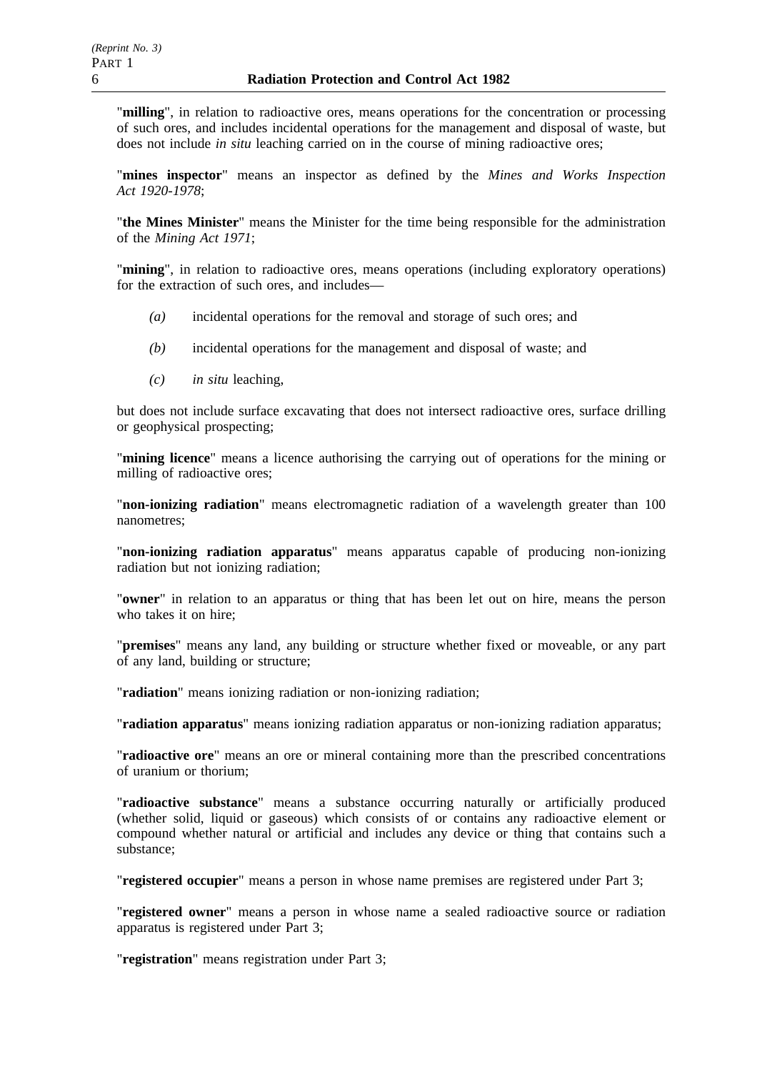"**milling**", in relation to radioactive ores, means operations for the concentration or processing of such ores, and includes incidental operations for the management and disposal of waste, but does not include *in situ* leaching carried on in the course of mining radioactive ores;

"**mines inspector**" means an inspector as defined by the *Mines and Works Inspection Act 1920-1978*;

"**the Mines Minister**" means the Minister for the time being responsible for the administration of the *Mining Act 1971*;

"**mining**", in relation to radioactive ores, means operations (including exploratory operations) for the extraction of such ores, and includes—

*(a)* incidental operations for the removal and storage of such ores; and

*(b)* incidental operations for the management and disposal of waste; and

*(c)* *in situ* leaching,

but does not include surface excavating that does not intersect radioactive ores, surface drilling or geophysical prospecting;

"**mining licence**" means a licence authorising the carrying out of operations for the mining or milling of radioactive ores;

"**non-ionizing radiation**" means electromagnetic radiation of a wavelength greater than 100 nanometres;

"**non-ionizing radiation apparatus**" means apparatus capable of producing non-ionizing radiation but not ionizing radiation;

"**owner**" in relation to an apparatus or thing that has been let out on hire, means the person who takes it on hire;

"**premises**" means any land, any building or structure whether fixed or moveable, or any part of any land, building or structure;

"**radiation**" means ionizing radiation or non-ionizing radiation;

"**radiation apparatus**" means ionizing radiation apparatus or non-ionizing radiation apparatus;

"**radioactive ore**" means an ore or mineral containing more than the prescribed concentrations of uranium or thorium;

"**radioactive substance**" means a substance occurring naturally or artificially produced (whether solid, liquid or gaseous) which consists of or contains any radioactive element or compound whether natural or artificial and includes any device or thing that contains such a substance;

"**registered occupier**" means a person in whose name premises are registered under Part 3;

"**registered owner**" means a person in whose name a sealed radioactive source or radiation apparatus is registered under Part 3;

"**registration**" means registration under Part 3;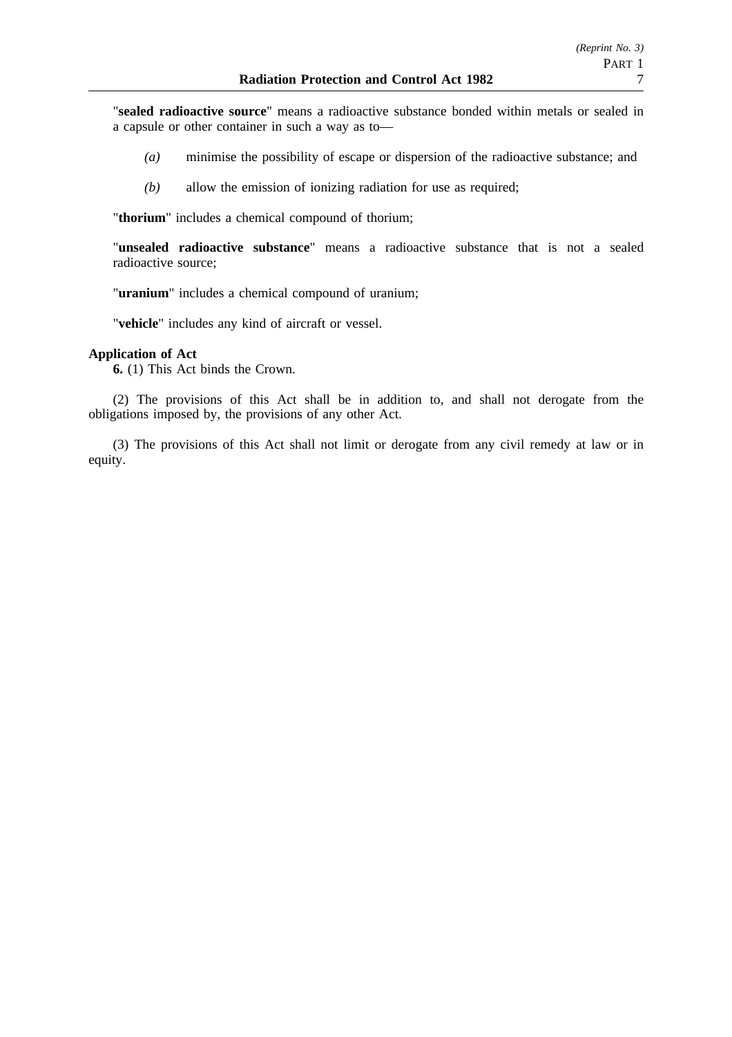"**sealed radioactive source**" means a radioactive substance bonded within metals or sealed in a capsule or other container in such a way as to—

*(a)* minimise the possibility of escape or dispersion of the radioactive substance; and

*(b)* allow the emission of ionizing radiation for use as required;

"**thorium**" includes a chemical compound of thorium;

"**unsealed radioactive substance**" means a radioactive substance that is not a sealed radioactive source;

"**uranium**" includes a chemical compound of uranium;

"**vehicle**" includes any kind of aircraft or vessel.

**Application of Act**

**6.** (1) This Act binds the Crown.

(2) The provisions of this Act shall be in addition to, and shall not derogate from the obligations imposed by, the provisions of any other Act.

(3) The provisions of this Act shall not limit or derogate from any civil remedy at law or in equity.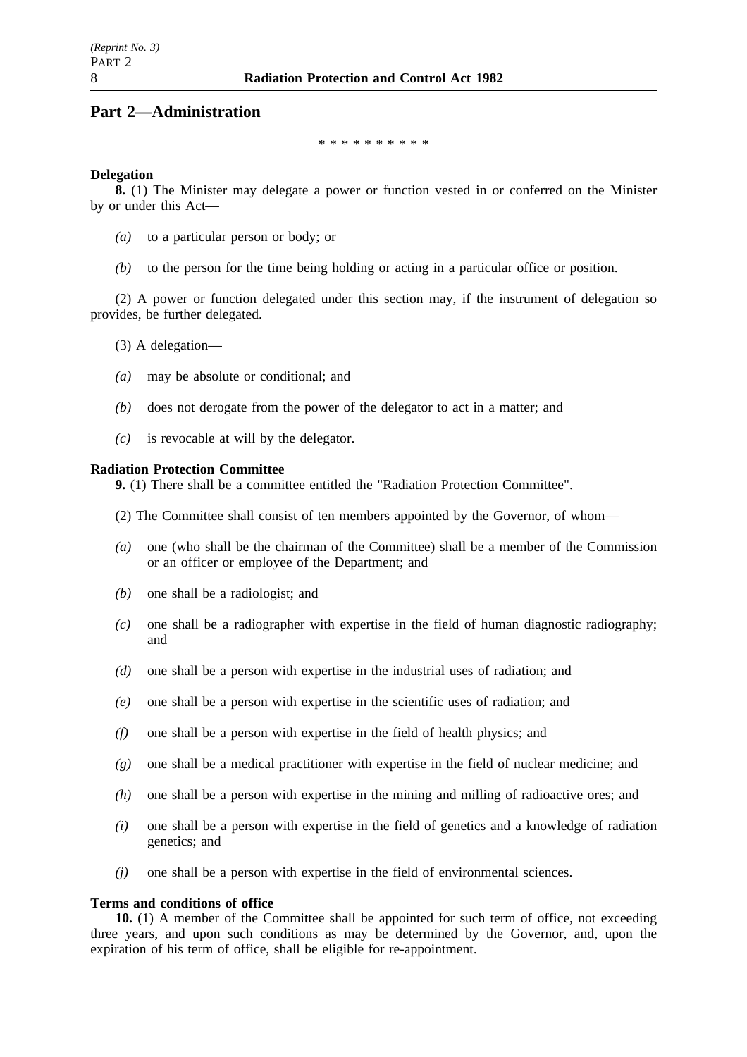## Part 2—Administration

\* \* \* \* \* \* \* \* \* \*

**Delegation**

**8.** (1) The Minister may delegate a power or function vested in or conferred on the Minister by or under this Act—

*(a)* to a particular person or body; or

*(b)* to the person for the time being holding or acting in a particular office or position.

(2) A power or function delegated under this section may, if the instrument of delegation so provides, be further delegated.

(3) A delegation—

*(a)* may be absolute or conditional; and

*(b)* does not derogate from the power of the delegator to act in a matter; and

*(c)* is revocable at will by the delegator.

**Radiation Protection Committee**

**9.** (1) There shall be a committee entitled the "Radiation Protection Committee".

(2) The Committee shall consist of ten members appointed by the Governor, of whom—

*(a)* one (who shall be the chairman of the Committee) shall be a member of the Commission or an officer or employee of the Department; and

*(b)* one shall be a radiologist; and

*(c)* one shall be a radiographer with expertise in the field of human diagnostic radiography; and

*(d)* one shall be a person with expertise in the industrial uses of radiation; and

*(e)* one shall be a person with expertise in the scientific uses of radiation; and

*(f)* one shall be a person with expertise in the field of health physics; and

*(g)* one shall be a medical practitioner with expertise in the field of nuclear medicine; and

*(h)* one shall be a person with expertise in the mining and milling of radioactive ores; and

*(i)* one shall be a person with expertise in the field of genetics and a knowledge of radiation genetics; and

*(j)* one shall be a person with expertise in the field of environmental sciences.

**Terms and conditions of office**

**10.** (1) A member of the Committee shall be appointed for such term of office, not exceeding three years, and upon such conditions as may be determined by the Governor, and, upon the expiration of his term of office, shall be eligible for re-appointment.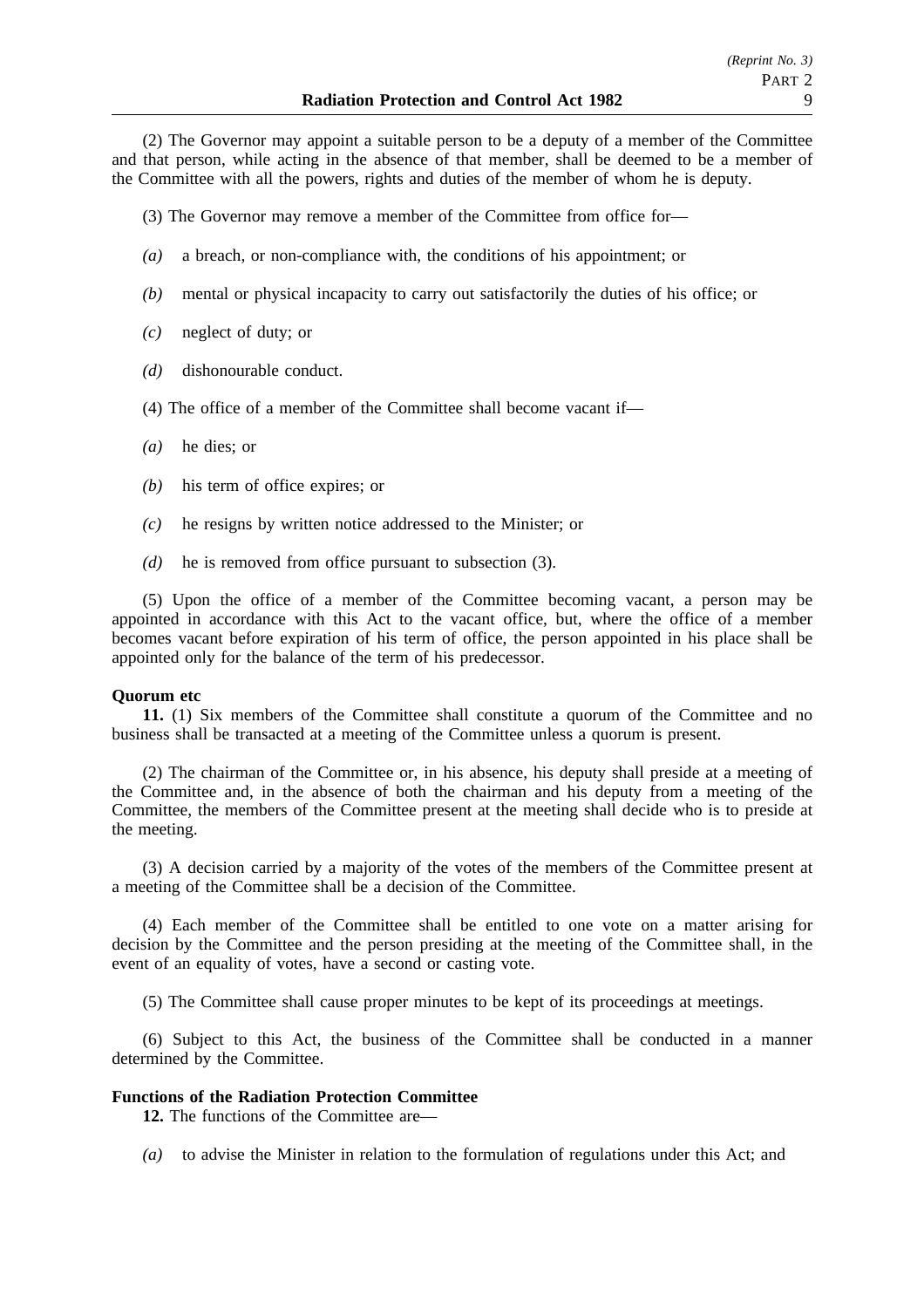(2) The Governor may appoint a suitable person to be a deputy of a member of the Committee and that person, while acting in the absence of that member, shall be deemed to be a member of the Committee with all the powers, rights and duties of the member of whom he is deputy.

(3) The Governor may remove a member of the Committee from office for—

*(a)* a breach, or non-compliance with, the conditions of his appointment; or

*(b)* mental or physical incapacity to carry out satisfactorily the duties of his office; or

*(c)* neglect of duty; or

*(d)* dishonourable conduct.

(4) The office of a member of the Committee shall become vacant if—

*(a)* he dies; or

*(b)* his term of office expires; or

*(c)* he resigns by written notice addressed to the Minister; or

*(d)* he is removed from office pursuant to subsection (3).

(5) Upon the office of a member of the Committee becoming vacant, a person may be appointed in accordance with this Act to the vacant office, but, where the office of a member becomes vacant before expiration of his term of office, the person appointed in his place shall be appointed only for the balance of the term of his predecessor.

**Quorum etc**

**11.** (1) Six members of the Committee shall constitute a quorum of the Committee and no business shall be transacted at a meeting of the Committee unless a quorum is present.

(2) The chairman of the Committee or, in his absence, his deputy shall preside at a meeting of the Committee and, in the absence of both the chairman and his deputy from a meeting of the Committee, the members of the Committee present at the meeting shall decide who is to preside at the meeting.

(3) A decision carried by a majority of the votes of the members of the Committee present at a meeting of the Committee shall be a decision of the Committee.

(4) Each member of the Committee shall be entitled to one vote on a matter arising for decision by the Committee and the person presiding at the meeting of the Committee shall, in the event of an equality of votes, have a second or casting vote.

(5) The Committee shall cause proper minutes to be kept of its proceedings at meetings.

(6) Subject to this Act, the business of the Committee shall be conducted in a manner determined by the Committee.

**Functions of the Radiation Protection Committee**

**12.** The functions of the Committee are—

*(a)* to advise the Minister in relation to the formulation of regulations under this Act; and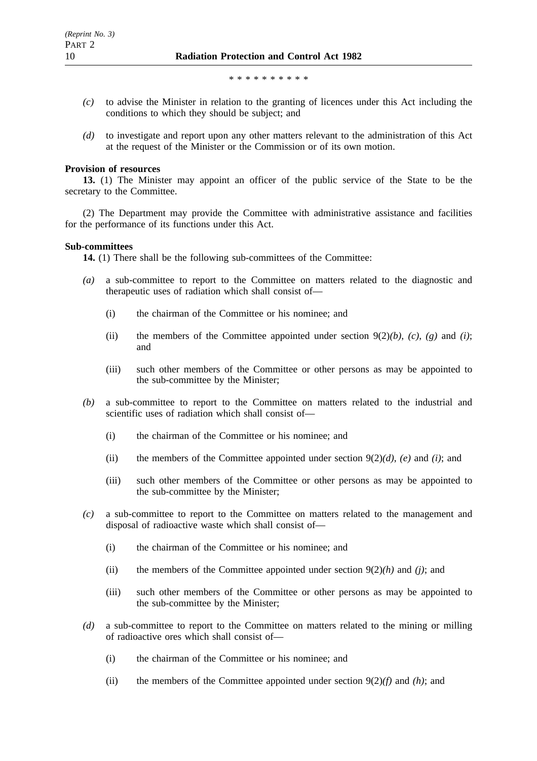\* \* \* \* \* \* \* \* \* \*

*(c)* to advise the Minister in relation to the granting of licences under this Act including the conditions to which they should be subject; and

*(d)* to investigate and report upon any other matters relevant to the administration of this Act at the request of the Minister or the Commission or of its own motion.

**Provision of resources**

**13.** (1) The Minister may appoint an officer of the public service of the State to be the secretary to the Committee.

(2) The Department may provide the Committee with administrative assistance and facilities for the performance of its functions under this Act.

**Sub-committees**

**14.** (1) There shall be the following sub-committees of the Committee:

*(a)* a sub-committee to report to the Committee on matters related to the diagnostic and therapeutic uses of radiation which shall consist of—

(i) the chairman of the Committee or his nominee; and

(ii) the members of the Committee appointed under section 9(2)*(b)*, *(c)*, *(g)* and *(i)*; and

(iii) such other members of the Committee or other persons as may be appointed to the sub-committee by the Minister;

*(b)* a sub-committee to report to the Committee on matters related to the industrial and scientific uses of radiation which shall consist of—

(i) the chairman of the Committee or his nominee; and

(ii) the members of the Committee appointed under section 9(2)*(d)*, *(e)* and *(i)*; and

(iii) such other members of the Committee or other persons as may be appointed to the sub-committee by the Minister;

*(c)* a sub-committee to report to the Committee on matters related to the management and disposal of radioactive waste which shall consist of—

(i) the chairman of the Committee or his nominee; and

(ii) the members of the Committee appointed under section 9(2)*(h)* and *(j)*; and

(iii) such other members of the Committee or other persons as may be appointed to the sub-committee by the Minister;

*(d)* a sub-committee to report to the Committee on matters related to the mining or milling of radioactive ores which shall consist of—

(i) the chairman of the Committee or his nominee; and

(ii) the members of the Committee appointed under section 9(2)*(f)* and *(h)*; and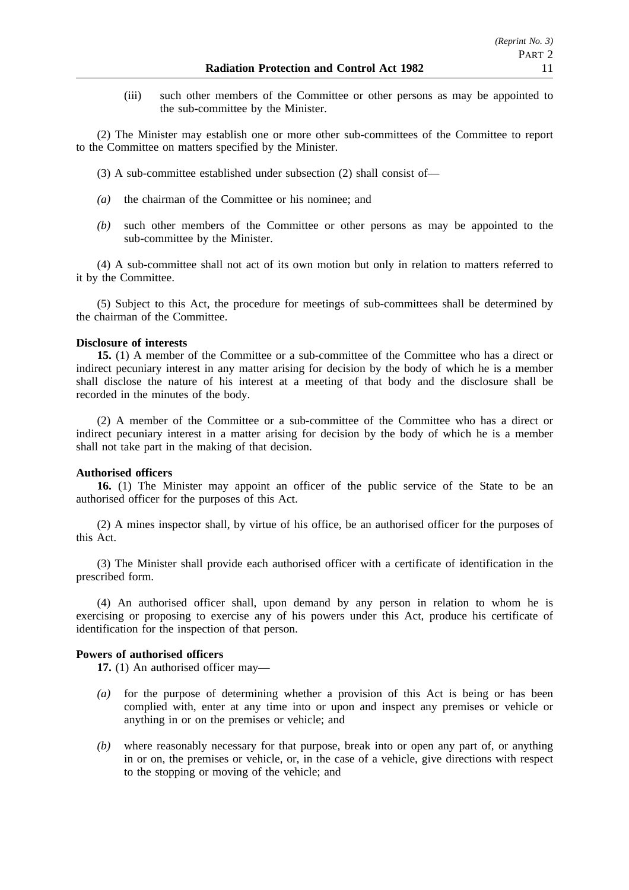(iii) such other members of the Committee or other persons as may be appointed to the sub-committee by the Minister.

(2) The Minister may establish one or more other sub-committees of the Committee to report to the Committee on matters specified by the Minister.

(3) A sub-committee established under subsection (2) shall consist of—

*(a)* the chairman of the Committee or his nominee; and

*(b)* such other members of the Committee or other persons as may be appointed to the sub-committee by the Minister.

(4) A sub-committee shall not act of its own motion but only in relation to matters referred to it by the Committee.

(5) Subject to this Act, the procedure for meetings of sub-committees shall be determined by the chairman of the Committee.

**Disclosure of interests**

**15.** (1) A member of the Committee or a sub-committee of the Committee who has a direct or indirect pecuniary interest in any matter arising for decision by the body of which he is a member shall disclose the nature of his interest at a meeting of that body and the disclosure shall be recorded in the minutes of the body.

(2) A member of the Committee or a sub-committee of the Committee who has a direct or indirect pecuniary interest in a matter arising for decision by the body of which he is a member shall not take part in the making of that decision.

**Authorised officers**

**16.** (1) The Minister may appoint an officer of the public service of the State to be an authorised officer for the purposes of this Act.

(2) A mines inspector shall, by virtue of his office, be an authorised officer for the purposes of this Act.

(3) The Minister shall provide each authorised officer with a certificate of identification in the prescribed form.

(4) An authorised officer shall, upon demand by any person in relation to whom he is exercising or proposing to exercise any of his powers under this Act, produce his certificate of identification for the inspection of that person.

**Powers of authorised officers**

**17.** (1) An authorised officer may—

*(a)* for the purpose of determining whether a provision of this Act is being or has been complied with, enter at any time into or upon and inspect any premises or vehicle or anything in or on the premises or vehicle; and

*(b)* where reasonably necessary for that purpose, break into or open any part of, or anything in or on, the premises or vehicle, or, in the case of a vehicle, give directions with respect to the stopping or moving of the vehicle; and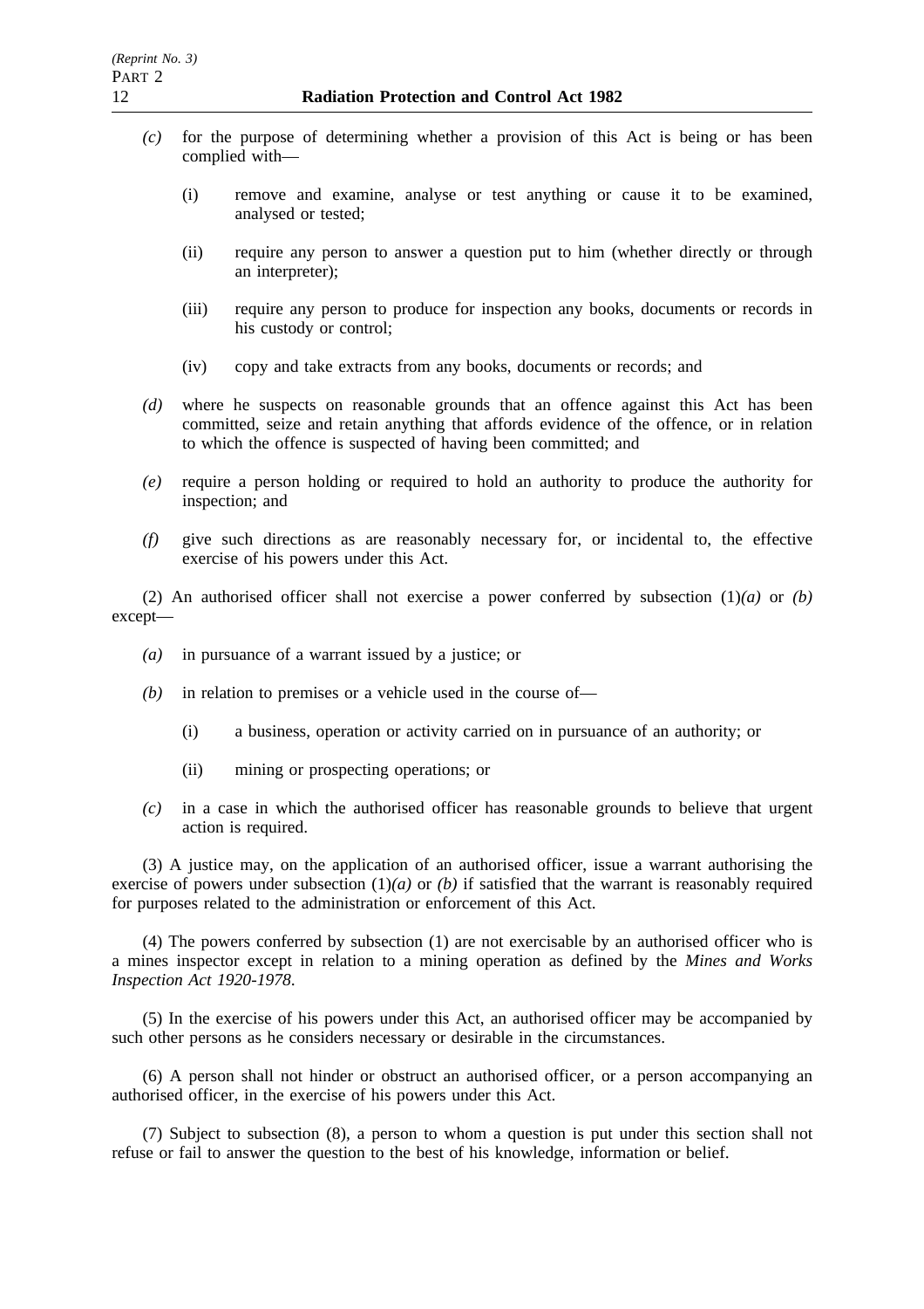*(c)* for the purpose of determining whether a provision of this Act is being or has been complied with—

(i) remove and examine, analyse or test anything or cause it to be examined, analysed or tested;

(ii) require any person to answer a question put to him (whether directly or through an interpreter);

(iii) require any person to produce for inspection any books, documents or records in his custody or control;

(iv) copy and take extracts from any books, documents or records; and

*(d)* where he suspects on reasonable grounds that an offence against this Act has been committed, seize and retain anything that affords evidence of the offence, or in relation to which the offence is suspected of having been committed; and

*(e)* require a person holding or required to hold an authority to produce the authority for inspection; and

*(f)* give such directions as are reasonably necessary for, or incidental to, the effective exercise of his powers under this Act.

(2) An authorised officer shall not exercise a power conferred by subsection (1)*(a)* or *(b)* except—

*(a)* in pursuance of a warrant issued by a justice; or

*(b)* in relation to premises or a vehicle used in the course of—

(i) a business, operation or activity carried on in pursuance of an authority; or

(ii) mining or prospecting operations; or

*(c)* in a case in which the authorised officer has reasonable grounds to believe that urgent action is required.

(3) A justice may, on the application of an authorised officer, issue a warrant authorising the exercise of powers under subsection (1)*(a)* or *(b)* if satisfied that the warrant is reasonably required for purposes related to the administration or enforcement of this Act.

(4) The powers conferred by subsection (1) are not exercisable by an authorised officer who is a mines inspector except in relation to a mining operation as defined by the *Mines and Works Inspection Act 1920-1978*.

(5) In the exercise of his powers under this Act, an authorised officer may be accompanied by such other persons as he considers necessary or desirable in the circumstances.

(6) A person shall not hinder or obstruct an authorised officer, or a person accompanying an authorised officer, in the exercise of his powers under this Act.

(7) Subject to subsection (8), a person to whom a question is put under this section shall not refuse or fail to answer the question to the best of his knowledge, information or belief.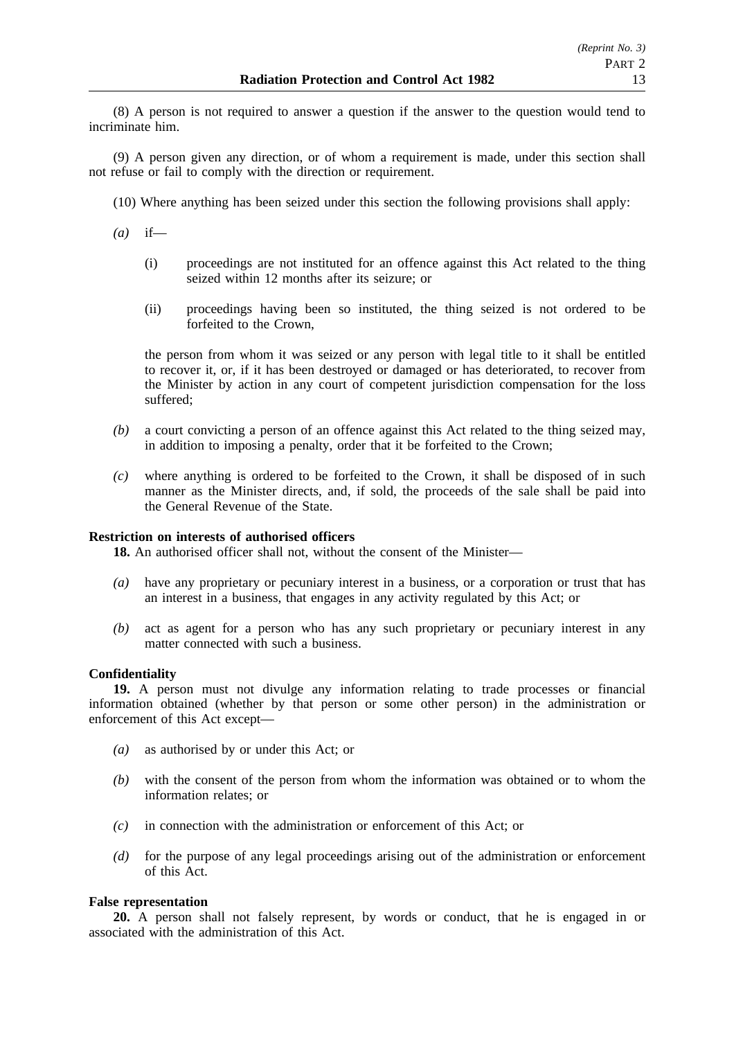(8) A person is not required to answer a question if the answer to the question would tend to incriminate him.

(9) A person given any direction, or of whom a requirement is made, under this section shall not refuse or fail to comply with the direction or requirement.

(10) Where anything has been seized under this section the following provisions shall apply:

*(a)* if—

(i) proceedings are not instituted for an offence against this Act related to the thing seized within 12 months after its seizure; or

(ii) proceedings having been so instituted, the thing seized is not ordered to be forfeited to the Crown,

the person from whom it was seized or any person with legal title to it shall be entitled to recover it, or, if it has been destroyed or damaged or has deteriorated, to recover from the Minister by action in any court of competent jurisdiction compensation for the loss suffered;

*(b)* a court convicting a person of an offence against this Act related to the thing seized may, in addition to imposing a penalty, order that it be forfeited to the Crown;

*(c)* where anything is ordered to be forfeited to the Crown, it shall be disposed of in such manner as the Minister directs, and, if sold, the proceeds of the sale shall be paid into the General Revenue of the State.

**Restriction on interests of authorised officers**

**18.** An authorised officer shall not, without the consent of the Minister—

*(a)* have any proprietary or pecuniary interest in a business, or a corporation or trust that has an interest in a business, that engages in any activity regulated by this Act; or

*(b)* act as agent for a person who has any such proprietary or pecuniary interest in any matter connected with such a business.

**Confidentiality**

**19.** A person must not divulge any information relating to trade processes or financial information obtained (whether by that person or some other person) in the administration or enforcement of this Act except—

*(a)* as authorised by or under this Act; or

*(b)* with the consent of the person from whom the information was obtained or to whom the information relates; or

*(c)* in connection with the administration or enforcement of this Act; or

*(d)* for the purpose of any legal proceedings arising out of the administration or enforcement of this Act.

**False representation**

**20.** A person shall not falsely represent, by words or conduct, that he is engaged in or associated with the administration of this Act.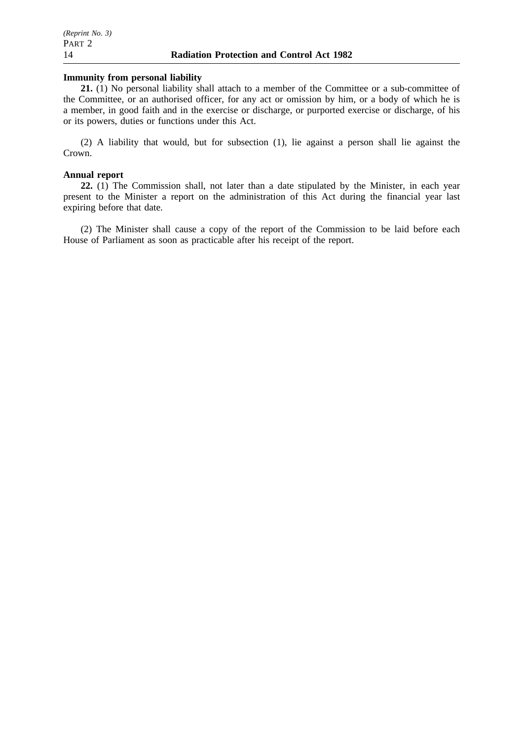**Immunity from personal liability**

**21.** (1) No personal liability shall attach to a member of the Committee or a sub-committee of the Committee, or an authorised officer, for any act or omission by him, or a body of which he is a member, in good faith and in the exercise or discharge, or purported exercise or discharge, of his or its powers, duties or functions under this Act.

(2) A liability that would, but for subsection (1), lie against a person shall lie against the Crown.

**Annual report**

**22.** (1) The Commission shall, not later than a date stipulated by the Minister, in each year present to the Minister a report on the administration of this Act during the financial year last expiring before that date.

(2) The Minister shall cause a copy of the report of the Commission to be laid before each House of Parliament as soon as practicable after his receipt of the report.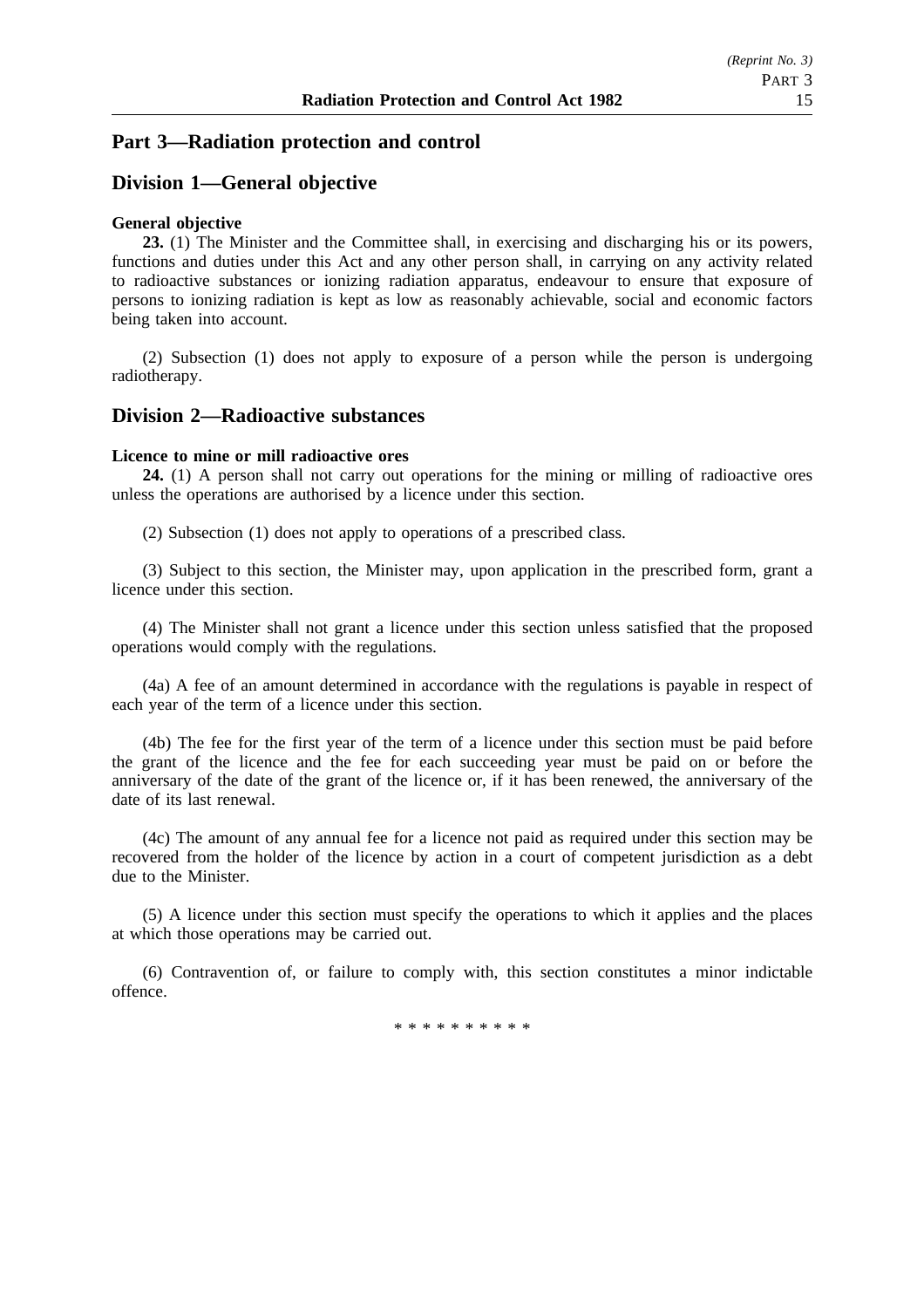## Part 3—Radiation protection and control

## Division 1—General objective

**General objective**

**23.** (1) The Minister and the Committee shall, in exercising and discharging his or its powers, functions and duties under this Act and any other person shall, in carrying on any activity related to radioactive substances or ionizing radiation apparatus, endeavour to ensure that exposure of persons to ionizing radiation is kept as low as reasonably achievable, social and economic factors being taken into account.

(2) Subsection (1) does not apply to exposure of a person while the person is undergoing radiotherapy.

## Division 2—Radioactive substances

**Licence to mine or mill radioactive ores**

**24.** (1) A person shall not carry out operations for the mining or milling of radioactive ores unless the operations are authorised by a licence under this section.

(2) Subsection (1) does not apply to operations of a prescribed class.

(3) Subject to this section, the Minister may, upon application in the prescribed form, grant a licence under this section.

(4) The Minister shall not grant a licence under this section unless satisfied that the proposed operations would comply with the regulations.

(4a) A fee of an amount determined in accordance with the regulations is payable in respect of each year of the term of a licence under this section.

(4b) The fee for the first year of the term of a licence under this section must be paid before the grant of the licence and the fee for each succeeding year must be paid on or before the anniversary of the date of the grant of the licence or, if it has been renewed, the anniversary of the date of its last renewal.

(4c) The amount of any annual fee for a licence not paid as required under this section may be recovered from the holder of the licence by action in a court of competent jurisdiction as a debt due to the Minister.

(5) A licence under this section must specify the operations to which it applies and the places at which those operations may be carried out.

(6) Contravention of, or failure to comply with, this section constitutes a minor indictable offence.

\* \* \* \* \* \* \* \* \* \*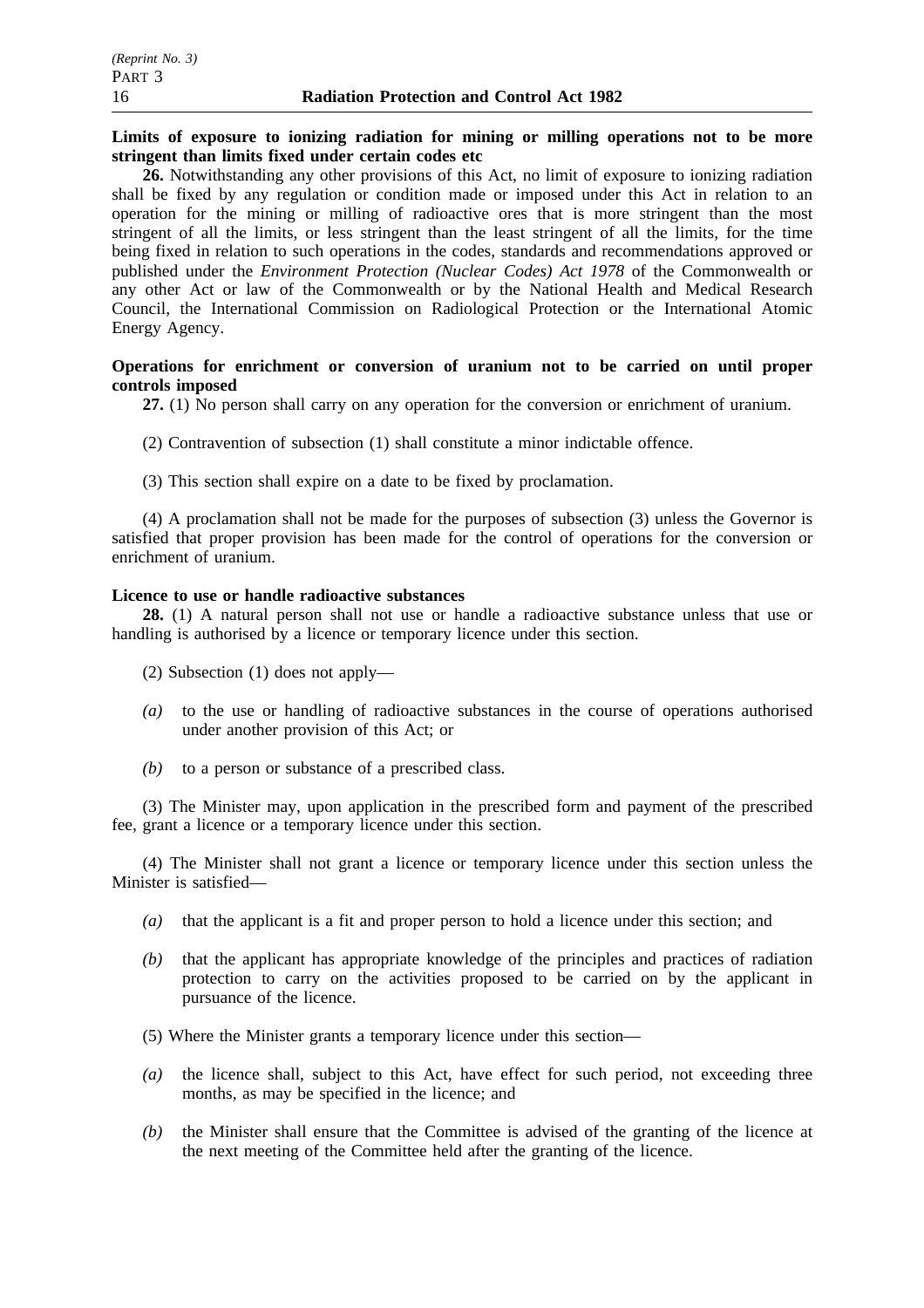**Limits of exposure to ionizing radiation for mining or milling operations not to be more stringent than limits fixed under certain codes etc**

**26.** Notwithstanding any other provisions of this Act, no limit of exposure to ionizing radiation shall be fixed by any regulation or condition made or imposed under this Act in relation to an operation for the mining or milling of radioactive ores that is more stringent than the most stringent of all the limits, or less stringent than the least stringent of all the limits, for the time being fixed in relation to such operations in the codes, standards and recommendations approved or published under the *Environment Protection (Nuclear Codes) Act 1978* of the Commonwealth or any other Act or law of the Commonwealth or by the National Health and Medical Research Council, the International Commission on Radiological Protection or the International Atomic Energy Agency.

**Operations for enrichment or conversion of uranium not to be carried on until proper controls imposed**

**27.** (1) No person shall carry on any operation for the conversion or enrichment of uranium.

(2) Contravention of subsection (1) shall constitute a minor indictable offence.

(3) This section shall expire on a date to be fixed by proclamation.

(4) A proclamation shall not be made for the purposes of subsection (3) unless the Governor is satisfied that proper provision has been made for the control of operations for the conversion or enrichment of uranium.

**Licence to use or handle radioactive substances**

**28.** (1) A natural person shall not use or handle a radioactive substance unless that use or handling is authorised by a licence or temporary licence under this section.

(2) Subsection (1) does not apply—

*(a)* to the use or handling of radioactive substances in the course of operations authorised under another provision of this Act; or

*(b)* to a person or substance of a prescribed class.

(3) The Minister may, upon application in the prescribed form and payment of the prescribed fee, grant a licence or a temporary licence under this section.

(4) The Minister shall not grant a licence or temporary licence under this section unless the Minister is satisfied—

*(a)* that the applicant is a fit and proper person to hold a licence under this section; and

*(b)* that the applicant has appropriate knowledge of the principles and practices of radiation protection to carry on the activities proposed to be carried on by the applicant in pursuance of the licence.

(5) Where the Minister grants a temporary licence under this section—

*(a)* the licence shall, subject to this Act, have effect for such period, not exceeding three months, as may be specified in the licence; and

*(b)* the Minister shall ensure that the Committee is advised of the granting of the licence at the next meeting of the Committee held after the granting of the licence.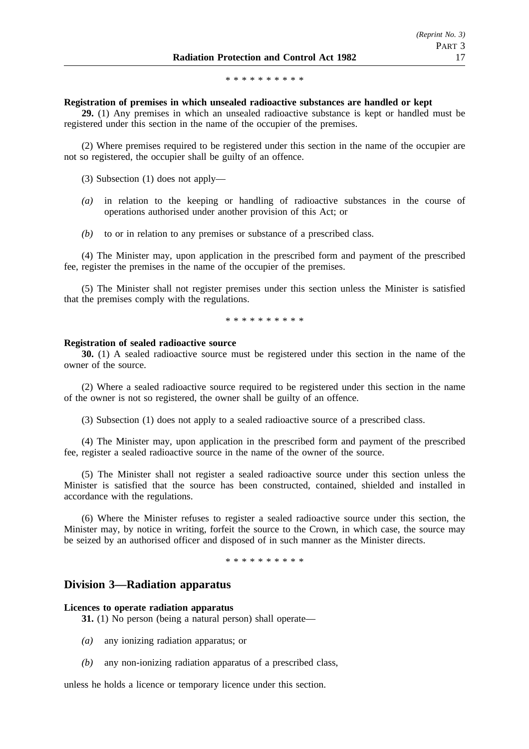\* \* \* \* \* \* \* \* \* \*

**Registration of premises in which unsealed radioactive substances are handled or kept**

**29.** (1) Any premises in which an unsealed radioactive substance is kept or handled must be registered under this section in the name of the occupier of the premises.

(2) Where premises required to be registered under this section in the name of the occupier are not so registered, the occupier shall be guilty of an offence.

(3) Subsection (1) does not apply—

*(a)* in relation to the keeping or handling of radioactive substances in the course of operations authorised under another provision of this Act; or

*(b)* to or in relation to any premises or substance of a prescribed class.

(4) The Minister may, upon application in the prescribed form and payment of the prescribed fee, register the premises in the name of the occupier of the premises.

(5) The Minister shall not register premises under this section unless the Minister is satisfied that the premises comply with the regulations.

\* \* \* \* \* \* \* \* \* \*

**Registration of sealed radioactive source**

**30.** (1) A sealed radioactive source must be registered under this section in the name of the owner of the source.

(2) Where a sealed radioactive source required to be registered under this section in the name of the owner is not so registered, the owner shall be guilty of an offence.

(3) Subsection (1) does not apply to a sealed radioactive source of a prescribed class.

(4) The Minister may, upon application in the prescribed form and payment of the prescribed fee, register a sealed radioactive source in the name of the owner of the source.

(5) The Minister shall not register a sealed radioactive source under this section unless the Minister is satisfied that the source has been constructed, contained, shielded and installed in accordance with the regulations.

(6) Where the Minister refuses to register a sealed radioactive source under this section, the Minister may, by notice in writing, forfeit the source to the Crown, in which case, the source may be seized by an authorised officer and disposed of in such manner as the Minister directs.

\* \* \* \* \* \* \* \* \* \*

## Division 3—Radiation apparatus

**Licences to operate radiation apparatus**

**31.** (1) No person (being a natural person) shall operate—

*(a)* any ionizing radiation apparatus; or

*(b)* any non-ionizing radiation apparatus of a prescribed class,

unless he holds a licence or temporary licence under this section.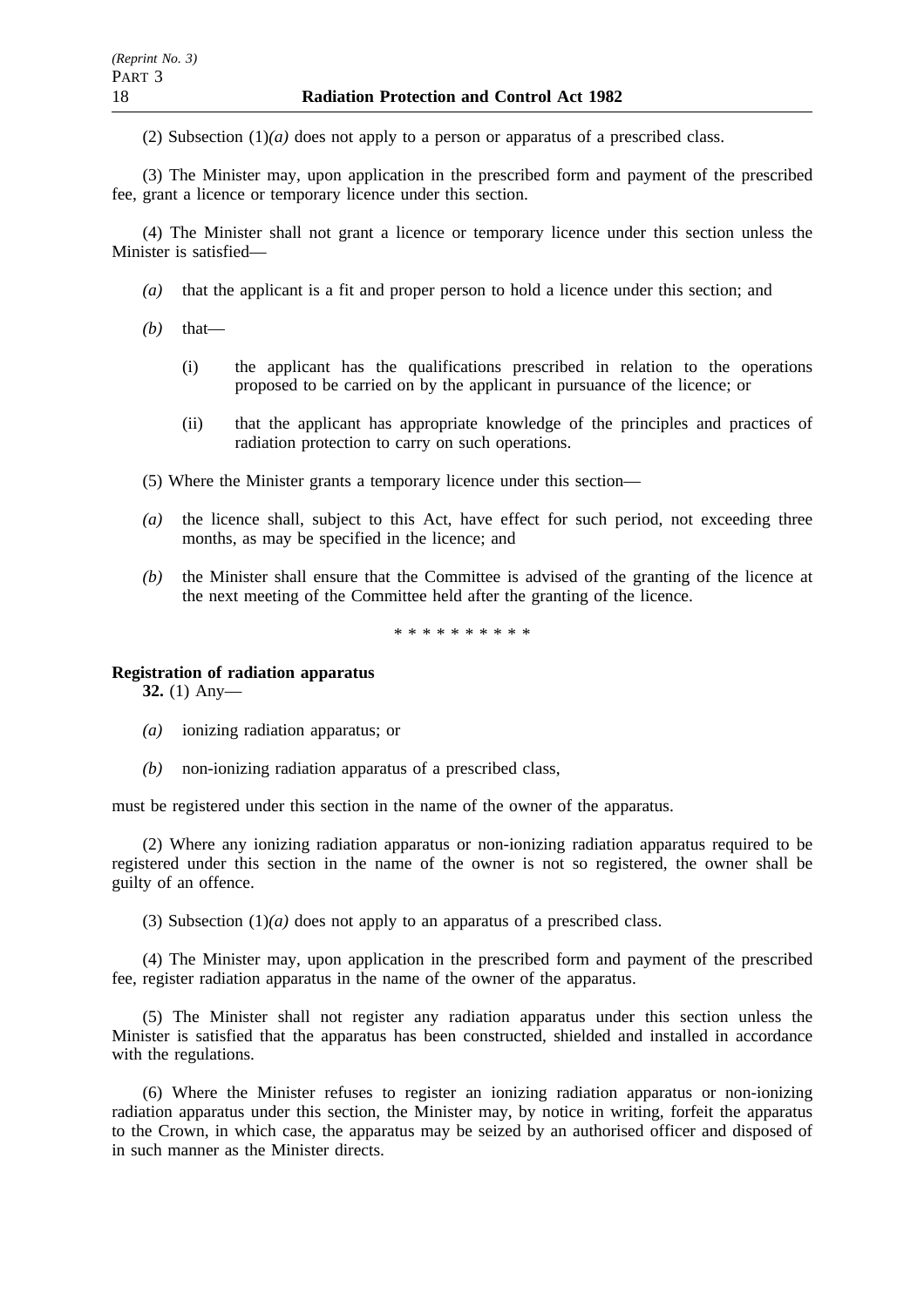(2) Subsection (1)*(a)* does not apply to a person or apparatus of a prescribed class.

(3) The Minister may, upon application in the prescribed form and payment of the prescribed fee, grant a licence or temporary licence under this section.

(4) The Minister shall not grant a licence or temporary licence under this section unless the Minister is satisfied—

*(a)* that the applicant is a fit and proper person to hold a licence under this section; and

*(b)* that—

(i) the applicant has the qualifications prescribed in relation to the operations proposed to be carried on by the applicant in pursuance of the licence; or

(ii) that the applicant has appropriate knowledge of the principles and practices of radiation protection to carry on such operations.

(5) Where the Minister grants a temporary licence under this section—

*(a)* the licence shall, subject to this Act, have effect for such period, not exceeding three months, as may be specified in the licence; and

*(b)* the Minister shall ensure that the Committee is advised of the granting of the licence at the next meeting of the Committee held after the granting of the licence.

\* \* \* \* \* \* \* \* \* \*

**Registration of radiation apparatus**

**32.** (1) Any—

*(a)* ionizing radiation apparatus; or

*(b)* non-ionizing radiation apparatus of a prescribed class,

must be registered under this section in the name of the owner of the apparatus.

(2) Where any ionizing radiation apparatus or non-ionizing radiation apparatus required to be registered under this section in the name of the owner is not so registered, the owner shall be guilty of an offence.

(3) Subsection (1)*(a)* does not apply to an apparatus of a prescribed class.

(4) The Minister may, upon application in the prescribed form and payment of the prescribed fee, register radiation apparatus in the name of the owner of the apparatus.

(5) The Minister shall not register any radiation apparatus under this section unless the Minister is satisfied that the apparatus has been constructed, shielded and installed in accordance with the regulations.

(6) Where the Minister refuses to register an ionizing radiation apparatus or non-ionizing radiation apparatus under this section, the Minister may, by notice in writing, forfeit the apparatus to the Crown, in which case, the apparatus may be seized by an authorised officer and disposed of in such manner as the Minister directs.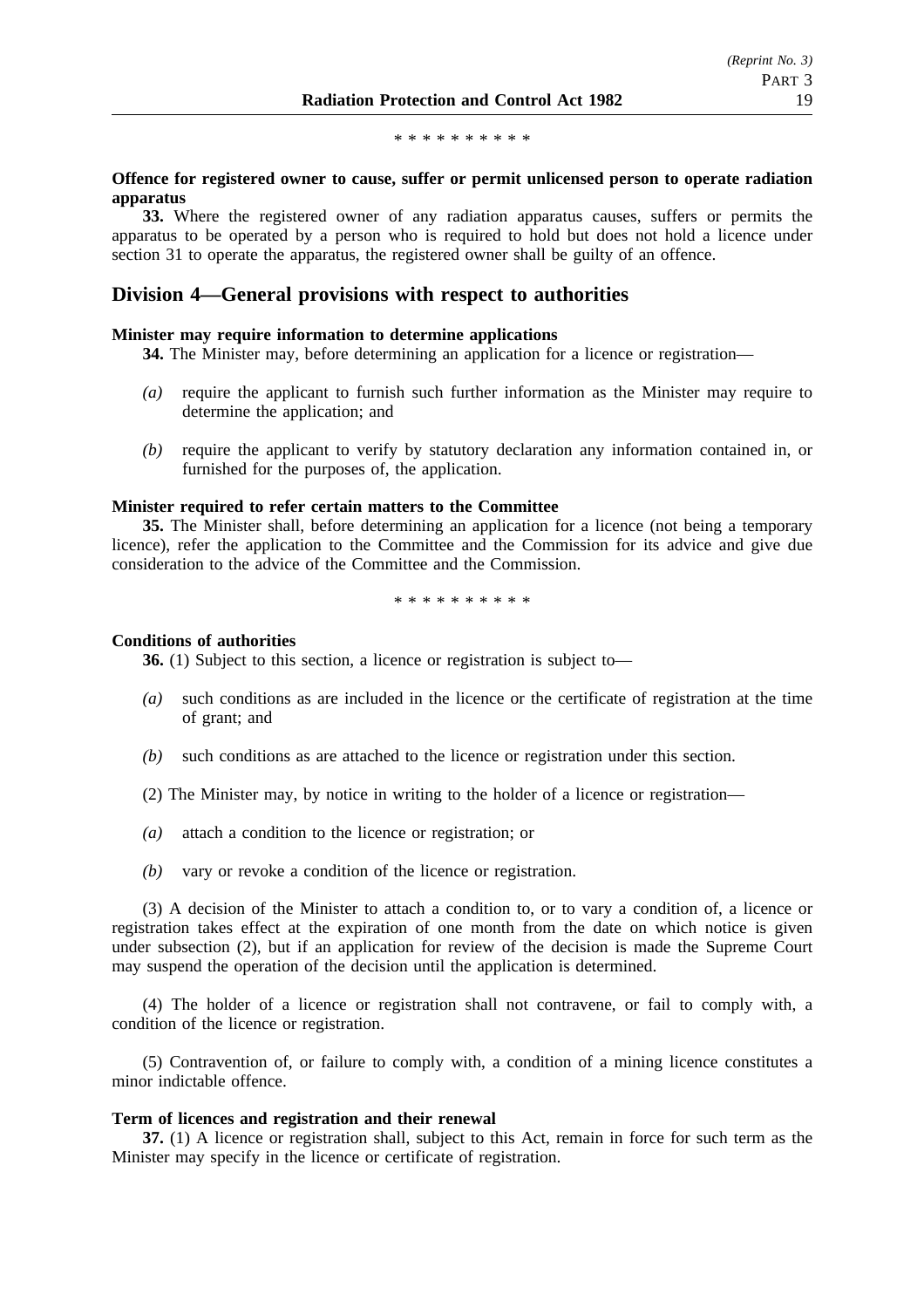\* \* \* \* \* \* \* \* \* \*

**Offence for registered owner to cause, suffer or permit unlicensed person to operate radiation apparatus**

**33.** Where the registered owner of any radiation apparatus causes, suffers or permits the apparatus to be operated by a person who is required to hold but does not hold a licence under section 31 to operate the apparatus, the registered owner shall be guilty of an offence.

## Division 4—General provisions with respect to authorities

**Minister may require information to determine applications**

**34.** The Minister may, before determining an application for a licence or registration—

*(a)* require the applicant to furnish such further information as the Minister may require to determine the application; and

*(b)* require the applicant to verify by statutory declaration any information contained in, or furnished for the purposes of, the application.

**Minister required to refer certain matters to the Committee**

**35.** The Minister shall, before determining an application for a licence (not being a temporary licence), refer the application to the Committee and the Commission for its advice and give due consideration to the advice of the Committee and the Commission.

\* \* \* \* \* \* \* \* \* \*

**Conditions of authorities**

**36.** (1) Subject to this section, a licence or registration is subject to—

*(a)* such conditions as are included in the licence or the certificate of registration at the time of grant; and

*(b)* such conditions as are attached to the licence or registration under this section.

(2) The Minister may, by notice in writing to the holder of a licence or registration—

*(a)* attach a condition to the licence or registration; or

*(b)* vary or revoke a condition of the licence or registration.

(3) A decision of the Minister to attach a condition to, or to vary a condition of, a licence or registration takes effect at the expiration of one month from the date on which notice is given under subsection (2), but if an application for review of the decision is made the Supreme Court may suspend the operation of the decision until the application is determined.

(4) The holder of a licence or registration shall not contravene, or fail to comply with, a condition of the licence or registration.

(5) Contravention of, or failure to comply with, a condition of a mining licence constitutes a minor indictable offence.

**Term of licences and registration and their renewal**

**37.** (1) A licence or registration shall, subject to this Act, remain in force for such term as the Minister may specify in the licence or certificate of registration.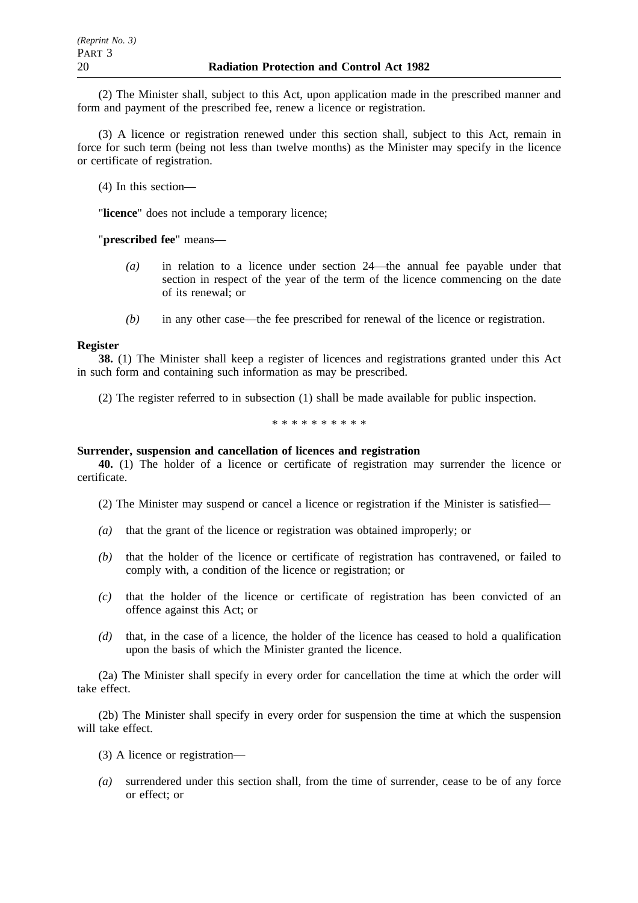(2) The Minister shall, subject to this Act, upon application made in the prescribed manner and form and payment of the prescribed fee, renew a licence or registration.

(3) A licence or registration renewed under this section shall, subject to this Act, remain in force for such term (being not less than twelve months) as the Minister may specify in the licence or certificate of registration.

(4) In this section—

"**licence**" does not include a temporary licence;

"**prescribed fee**" means—

*(a)* in relation to a licence under section 24—the annual fee payable under that section in respect of the year of the term of the licence commencing on the date of its renewal; or

*(b)* in any other case—the fee prescribed for renewal of the licence or registration.

**Register**

**38.** (1) The Minister shall keep a register of licences and registrations granted under this Act in such form and containing such information as may be prescribed.

(2) The register referred to in subsection (1) shall be made available for public inspection.

\* \* \* \* \* \* \* \* \* \*

**Surrender, suspension and cancellation of licences and registration**

**40.** (1) The holder of a licence or certificate of registration may surrender the licence or certificate.

(2) The Minister may suspend or cancel a licence or registration if the Minister is satisfied—

*(a)* that the grant of the licence or registration was obtained improperly; or

*(b)* that the holder of the licence or certificate of registration has contravened, or failed to comply with, a condition of the licence or registration; or

*(c)* that the holder of the licence or certificate of registration has been convicted of an offence against this Act; or

*(d)* that, in the case of a licence, the holder of the licence has ceased to hold a qualification upon the basis of which the Minister granted the licence.

(2a) The Minister shall specify in every order for cancellation the time at which the order will take effect.

(2b) The Minister shall specify in every order for suspension the time at which the suspension will take effect.

(3) A licence or registration—

*(a)* surrendered under this section shall, from the time of surrender, cease to be of any force or effect; or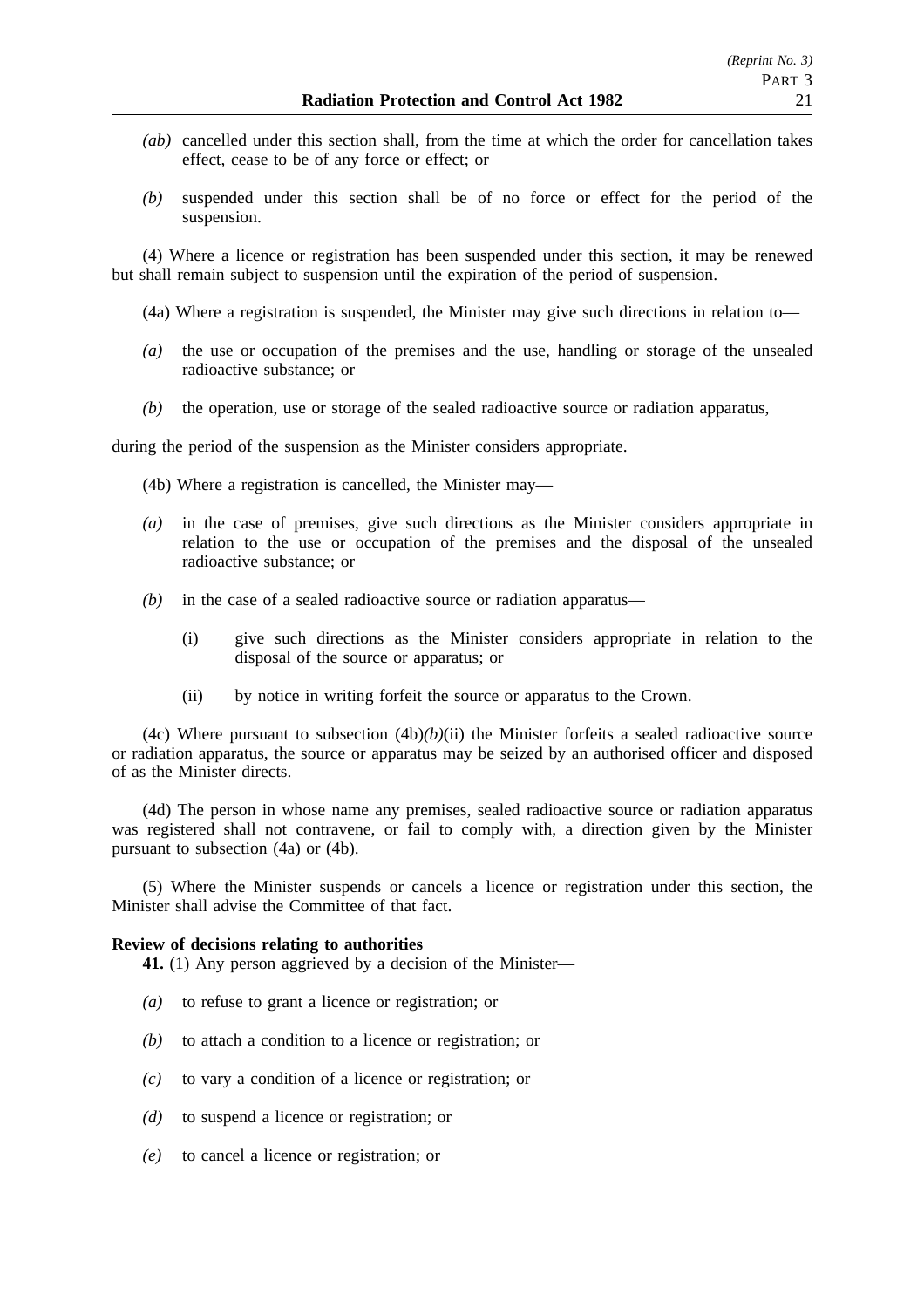*(ab)* cancelled under this section shall, from the time at which the order for cancellation takes effect, cease to be of any force or effect; or

*(b)* suspended under this section shall be of no force or effect for the period of the suspension.

(4) Where a licence or registration has been suspended under this section, it may be renewed but shall remain subject to suspension until the expiration of the period of suspension.

(4a) Where a registration is suspended, the Minister may give such directions in relation to—

*(a)* the use or occupation of the premises and the use, handling or storage of the unsealed radioactive substance; or

*(b)* the operation, use or storage of the sealed radioactive source or radiation apparatus,

during the period of the suspension as the Minister considers appropriate.

(4b) Where a registration is cancelled, the Minister may—

*(a)* in the case of premises, give such directions as the Minister considers appropriate in relation to the use or occupation of the premises and the disposal of the unsealed radioactive substance; or

*(b)* in the case of a sealed radioactive source or radiation apparatus—

(i) give such directions as the Minister considers appropriate in relation to the disposal of the source or apparatus; or

(ii) by notice in writing forfeit the source or apparatus to the Crown.

(4c) Where pursuant to subsection (4b)*(b)*(ii) the Minister forfeits a sealed radioactive source or radiation apparatus, the source or apparatus may be seized by an authorised officer and disposed of as the Minister directs.

(4d) The person in whose name any premises, sealed radioactive source or radiation apparatus was registered shall not contravene, or fail to comply with, a direction given by the Minister pursuant to subsection (4a) or (4b).

(5) Where the Minister suspends or cancels a licence or registration under this section, the Minister shall advise the Committee of that fact.

**Review of decisions relating to authorities**

**41.** (1) Any person aggrieved by a decision of the Minister—

*(a)* to refuse to grant a licence or registration; or

*(b)* to attach a condition to a licence or registration; or

*(c)* to vary a condition of a licence or registration; or

*(d)* to suspend a licence or registration; or

*(e)* to cancel a licence or registration; or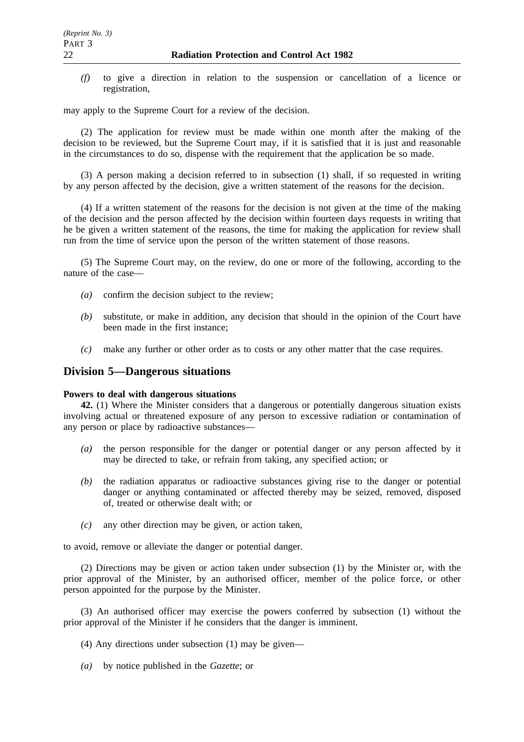*(f)* to give a direction in relation to the suspension or cancellation of a licence or registration,

may apply to the Supreme Court for a review of the decision.

(2) The application for review must be made within one month after the making of the decision to be reviewed, but the Supreme Court may, if it is satisfied that it is just and reasonable in the circumstances to do so, dispense with the requirement that the application be so made.

(3) A person making a decision referred to in subsection (1) shall, if so requested in writing by any person affected by the decision, give a written statement of the reasons for the decision.

(4) If a written statement of the reasons for the decision is not given at the time of the making of the decision and the person affected by the decision within fourteen days requests in writing that he be given a written statement of the reasons, the time for making the application for review shall run from the time of service upon the person of the written statement of those reasons.

(5) The Supreme Court may, on the review, do one or more of the following, according to the nature of the case—

*(a)* confirm the decision subject to the review;

*(b)* substitute, or make in addition, any decision that should in the opinion of the Court have been made in the first instance;

*(c)* make any further or other order as to costs or any other matter that the case requires.

## Division 5—Dangerous situations

**Powers to deal with dangerous situations**

**42.** (1) Where the Minister considers that a dangerous or potentially dangerous situation exists involving actual or threatened exposure of any person to excessive radiation or contamination of any person or place by radioactive substances—

*(a)* the person responsible for the danger or potential danger or any person affected by it may be directed to take, or refrain from taking, any specified action; or

*(b)* the radiation apparatus or radioactive substances giving rise to the danger or potential danger or anything contaminated or affected thereby may be seized, removed, disposed of, treated or otherwise dealt with; or

*(c)* any other direction may be given, or action taken,

to avoid, remove or alleviate the danger or potential danger.

(2) Directions may be given or action taken under subsection (1) by the Minister or, with the prior approval of the Minister, by an authorised officer, member of the police force, or other person appointed for the purpose by the Minister.

(3) An authorised officer may exercise the powers conferred by subsection (1) without the prior approval of the Minister if he considers that the danger is imminent.

(4) Any directions under subsection (1) may be given—

*(a)* by notice published in the *Gazette*; or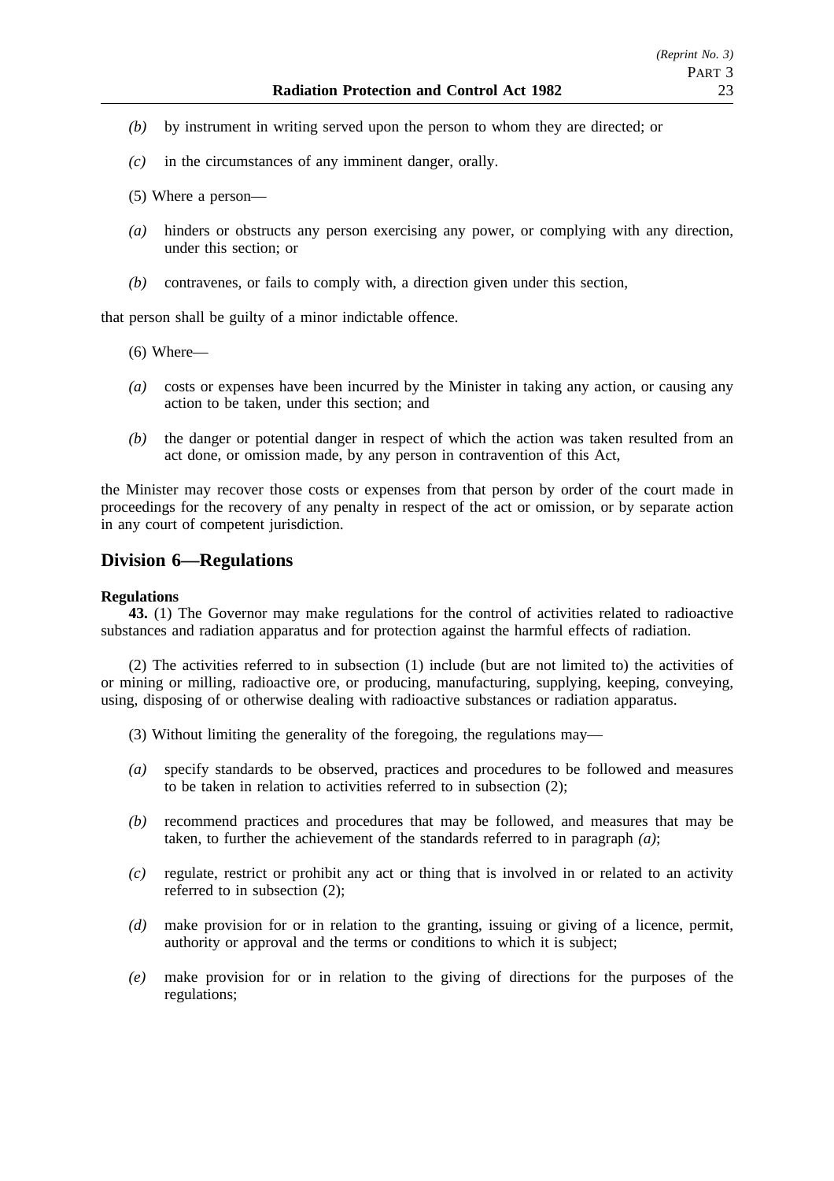*(b)* by instrument in writing served upon the person to whom they are directed; or

*(c)* in the circumstances of any imminent danger, orally.

(5) Where a person—

*(a)* hinders or obstructs any person exercising any power, or complying with any direction, under this section; or

*(b)* contravenes, or fails to comply with, a direction given under this section,

that person shall be guilty of a minor indictable offence.

(6) Where—

*(a)* costs or expenses have been incurred by the Minister in taking any action, or causing any action to be taken, under this section; and

*(b)* the danger or potential danger in respect of which the action was taken resulted from an act done, or omission made, by any person in contravention of this Act,

the Minister may recover those costs or expenses from that person by order of the court made in proceedings for the recovery of any penalty in respect of the act or omission, or by separate action in any court of competent jurisdiction.

## Division 6—Regulations

**Regulations**

**43.** (1) The Governor may make regulations for the control of activities related to radioactive substances and radiation apparatus and for protection against the harmful effects of radiation.

(2) The activities referred to in subsection (1) include (but are not limited to) the activities of or mining or milling, radioactive ore, or producing, manufacturing, supplying, keeping, conveying, using, disposing of or otherwise dealing with radioactive substances or radiation apparatus.

(3) Without limiting the generality of the foregoing, the regulations may—

*(a)* specify standards to be observed, practices and procedures to be followed and measures to be taken in relation to activities referred to in subsection (2);

*(b)* recommend practices and procedures that may be followed, and measures that may be taken, to further the achievement of the standards referred to in paragraph *(a)*;

*(c)* regulate, restrict or prohibit any act or thing that is involved in or related to an activity referred to in subsection (2);

*(d)* make provision for or in relation to the granting, issuing or giving of a licence, permit, authority or approval and the terms or conditions to which it is subject;

*(e)* make provision for or in relation to the giving of directions for the purposes of the regulations;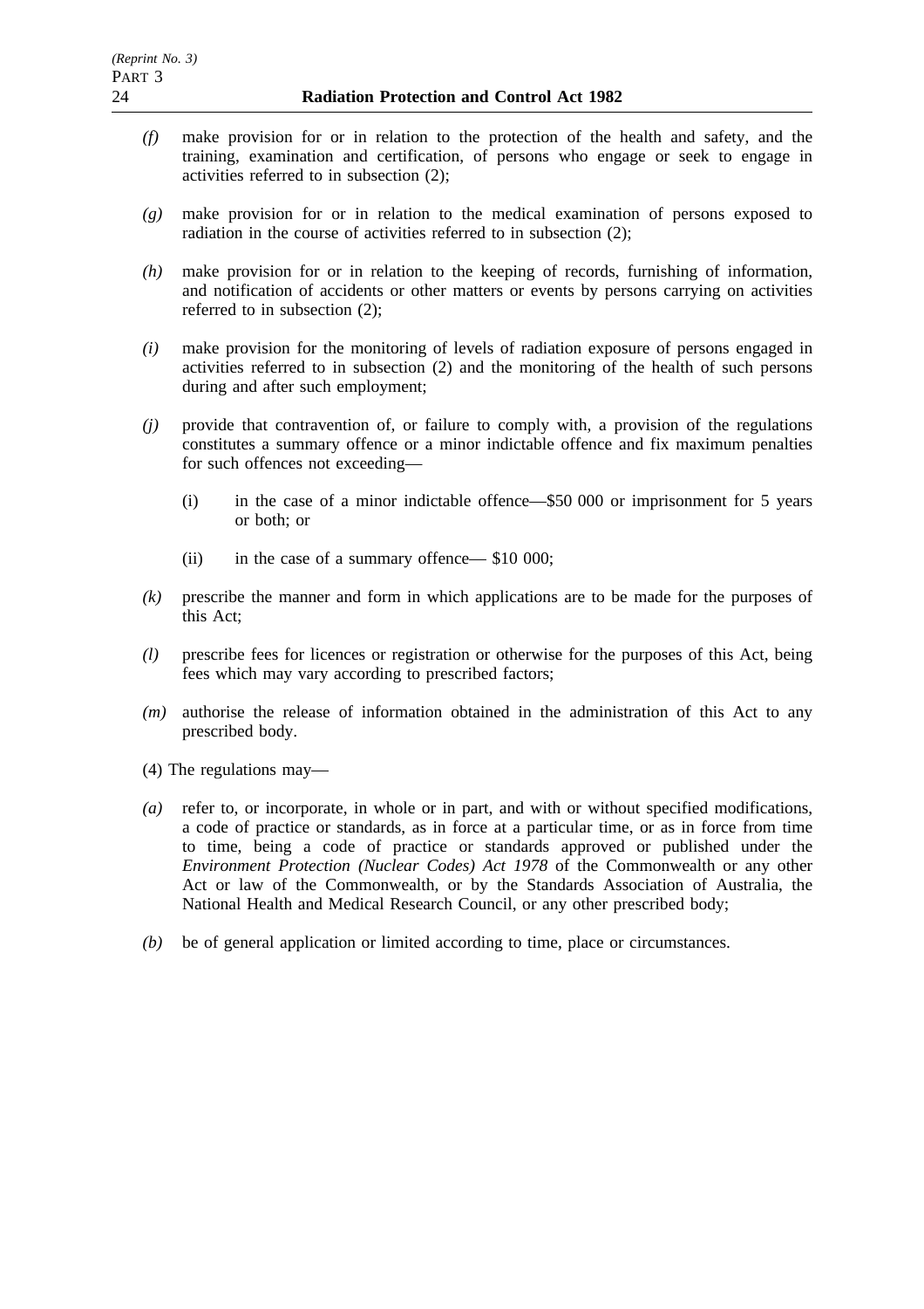*(f)* make provision for or in relation to the protection of the health and safety, and the training, examination and certification, of persons who engage or seek to engage in activities referred to in subsection (2);

*(g)* make provision for or in relation to the medical examination of persons exposed to radiation in the course of activities referred to in subsection (2);

*(h)* make provision for or in relation to the keeping of records, furnishing of information, and notification of accidents or other matters or events by persons carrying on activities referred to in subsection (2);

*(i)* make provision for the monitoring of levels of radiation exposure of persons engaged in activities referred to in subsection (2) and the monitoring of the health of such persons during and after such employment;

*(j)* provide that contravention of, or failure to comply with, a provision of the regulations constitutes a summary offence or a minor indictable offence and fix maximum penalties for such offences not exceeding—

(i) in the case of a minor indictable offence—$50 000 or imprisonment for 5 years or both; or

(ii) in the case of a summary offence— $10 000;

*(k)* prescribe the manner and form in which applications are to be made for the purposes of this Act;

*(l)* prescribe fees for licences or registration or otherwise for the purposes of this Act, being fees which may vary according to prescribed factors;

*(m)* authorise the release of information obtained in the administration of this Act to any prescribed body.

(4) The regulations may—

*(a)* refer to, or incorporate, in whole or in part, and with or without specified modifications, a code of practice or standards, as in force at a particular time, or as in force from time to time, being a code of practice or standards approved or published under the *Environment Protection (Nuclear Codes) Act 1978* of the Commonwealth or any other Act or law of the Commonwealth, or by the Standards Association of Australia, the National Health and Medical Research Council, or any other prescribed body;

*(b)* be of general application or limited according to time, place or circumstances.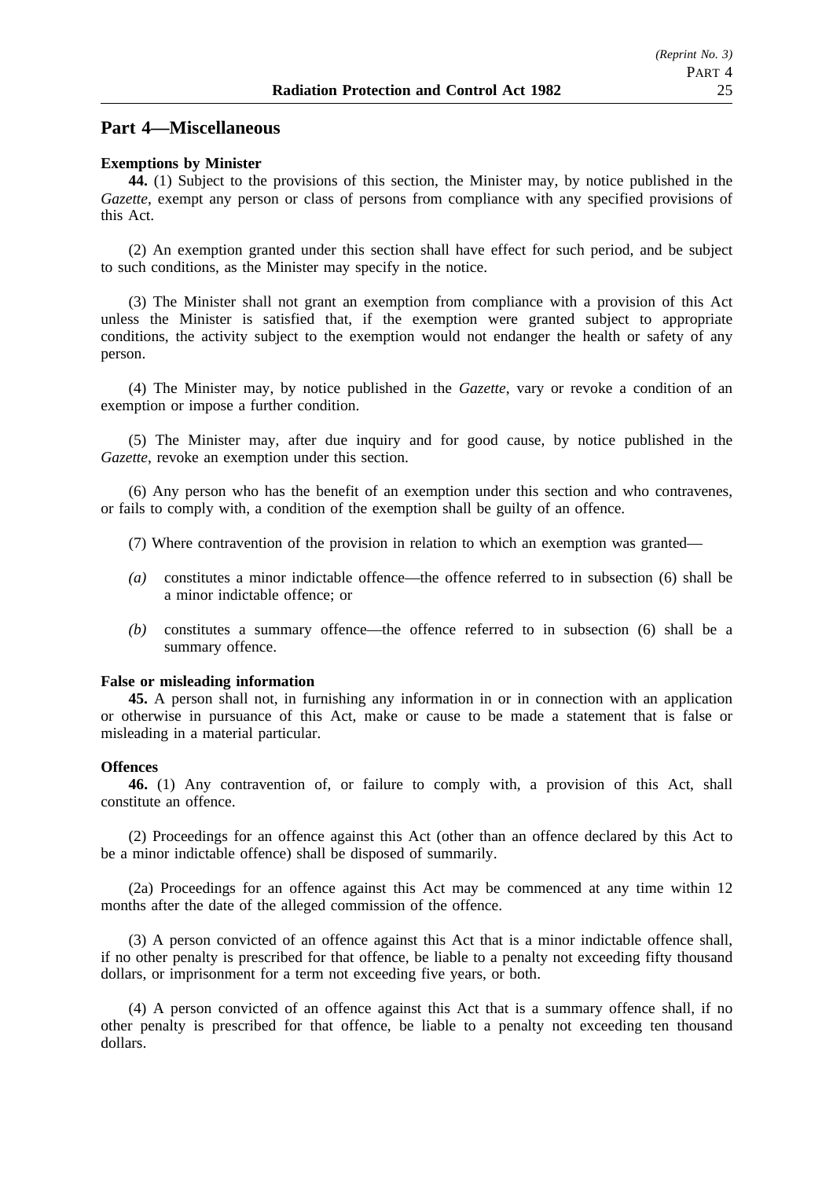## Part 4—Miscellaneous

**Exemptions by Minister**

**44.** (1) Subject to the provisions of this section, the Minister may, by notice published in the *Gazette*, exempt any person or class of persons from compliance with any specified provisions of this Act.

(2) An exemption granted under this section shall have effect for such period, and be subject to such conditions, as the Minister may specify in the notice.

(3) The Minister shall not grant an exemption from compliance with a provision of this Act unless the Minister is satisfied that, if the exemption were granted subject to appropriate conditions, the activity subject to the exemption would not endanger the health or safety of any person.

(4) The Minister may, by notice published in the *Gazette*, vary or revoke a condition of an exemption or impose a further condition.

(5) The Minister may, after due inquiry and for good cause, by notice published in the *Gazette*, revoke an exemption under this section.

(6) Any person who has the benefit of an exemption under this section and who contravenes, or fails to comply with, a condition of the exemption shall be guilty of an offence.

(7) Where contravention of the provision in relation to which an exemption was granted—

*(a)* constitutes a minor indictable offence—the offence referred to in subsection (6) shall be a minor indictable offence; or

*(b)* constitutes a summary offence—the offence referred to in subsection (6) shall be a summary offence.

**False or misleading information**

**45.** A person shall not, in furnishing any information in or in connection with an application or otherwise in pursuance of this Act, make or cause to be made a statement that is false or misleading in a material particular.

**Offences**

**46.** (1) Any contravention of, or failure to comply with, a provision of this Act, shall constitute an offence.

(2) Proceedings for an offence against this Act (other than an offence declared by this Act to be a minor indictable offence) shall be disposed of summarily.

(2a) Proceedings for an offence against this Act may be commenced at any time within 12 months after the date of the alleged commission of the offence.

(3) A person convicted of an offence against this Act that is a minor indictable offence shall, if no other penalty is prescribed for that offence, be liable to a penalty not exceeding fifty thousand dollars, or imprisonment for a term not exceeding five years, or both.

(4) A person convicted of an offence against this Act that is a summary offence shall, if no other penalty is prescribed for that offence, be liable to a penalty not exceeding ten thousand dollars.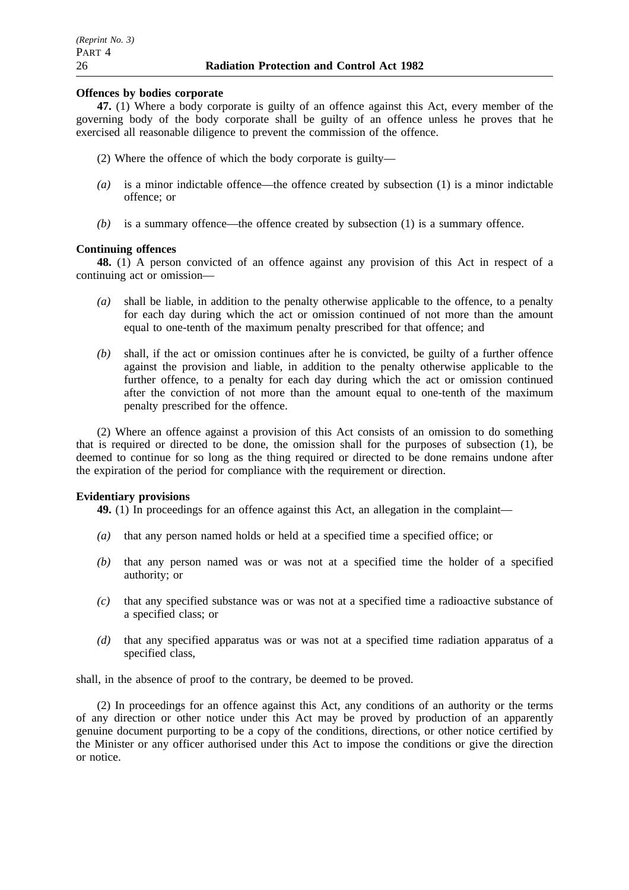**Offences by bodies corporate**

**47.** (1) Where a body corporate is guilty of an offence against this Act, every member of the governing body of the body corporate shall be guilty of an offence unless he proves that he exercised all reasonable diligence to prevent the commission of the offence.

(2) Where the offence of which the body corporate is guilty—

*(a)* is a minor indictable offence—the offence created by subsection (1) is a minor indictable offence; or

*(b)* is a summary offence—the offence created by subsection (1) is a summary offence.

**Continuing offences**

**48.** (1) A person convicted of an offence against any provision of this Act in respect of a continuing act or omission—

*(a)* shall be liable, in addition to the penalty otherwise applicable to the offence, to a penalty for each day during which the act or omission continued of not more than the amount equal to one-tenth of the maximum penalty prescribed for that offence; and

*(b)* shall, if the act or omission continues after he is convicted, be guilty of a further offence against the provision and liable, in addition to the penalty otherwise applicable to the further offence, to a penalty for each day during which the act or omission continued after the conviction of not more than the amount equal to one-tenth of the maximum penalty prescribed for the offence.

(2) Where an offence against a provision of this Act consists of an omission to do something that is required or directed to be done, the omission shall for the purposes of subsection (1), be deemed to continue for so long as the thing required or directed to be done remains undone after the expiration of the period for compliance with the requirement or direction.

**Evidentiary provisions**

**49.** (1) In proceedings for an offence against this Act, an allegation in the complaint—

*(a)* that any person named holds or held at a specified time a specified office; or

*(b)* that any person named was or was not at a specified time the holder of a specified authority; or

*(c)* that any specified substance was or was not at a specified time a radioactive substance of a specified class; or

*(d)* that any specified apparatus was or was not at a specified time radiation apparatus of a specified class,

shall, in the absence of proof to the contrary, be deemed to be proved.

(2) In proceedings for an offence against this Act, any conditions of an authority or the terms of any direction or other notice under this Act may be proved by production of an apparently genuine document purporting to be a copy of the conditions, directions, or other notice certified by the Minister or any officer authorised under this Act to impose the conditions or give the direction or notice.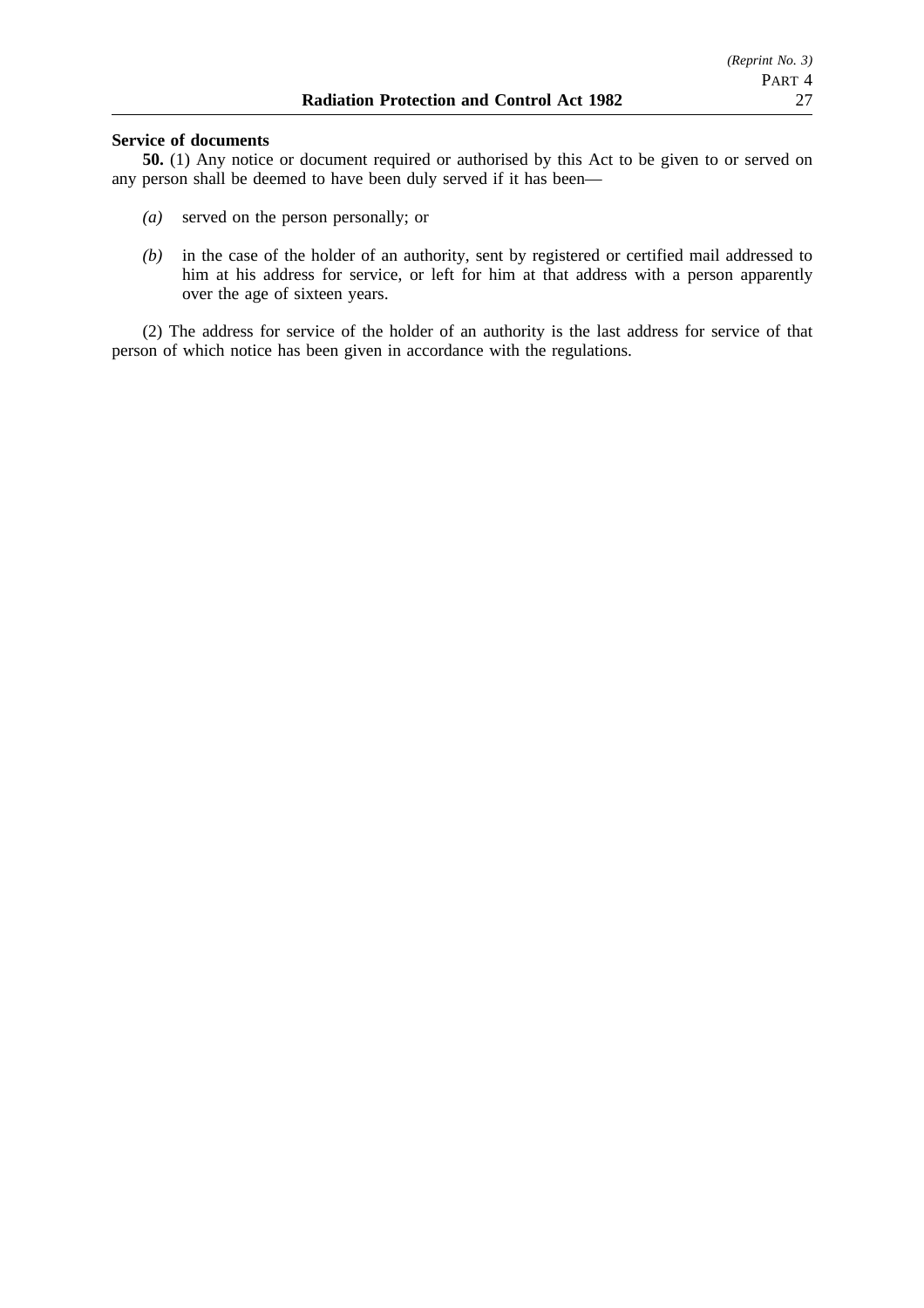**Service of documents**

**50.** (1) Any notice or document required or authorised by this Act to be given to or served on any person shall be deemed to have been duly served if it has been—

- *(a)* served on the person personally; or
- *(b)* in the case of the holder of an authority, sent by registered or certified mail addressed to him at his address for service, or left for him at that address with a person apparently over the age of sixteen years.

(2) The address for service of the holder of an authority is the last address for service of that person of which notice has been given in accordance with the regulations.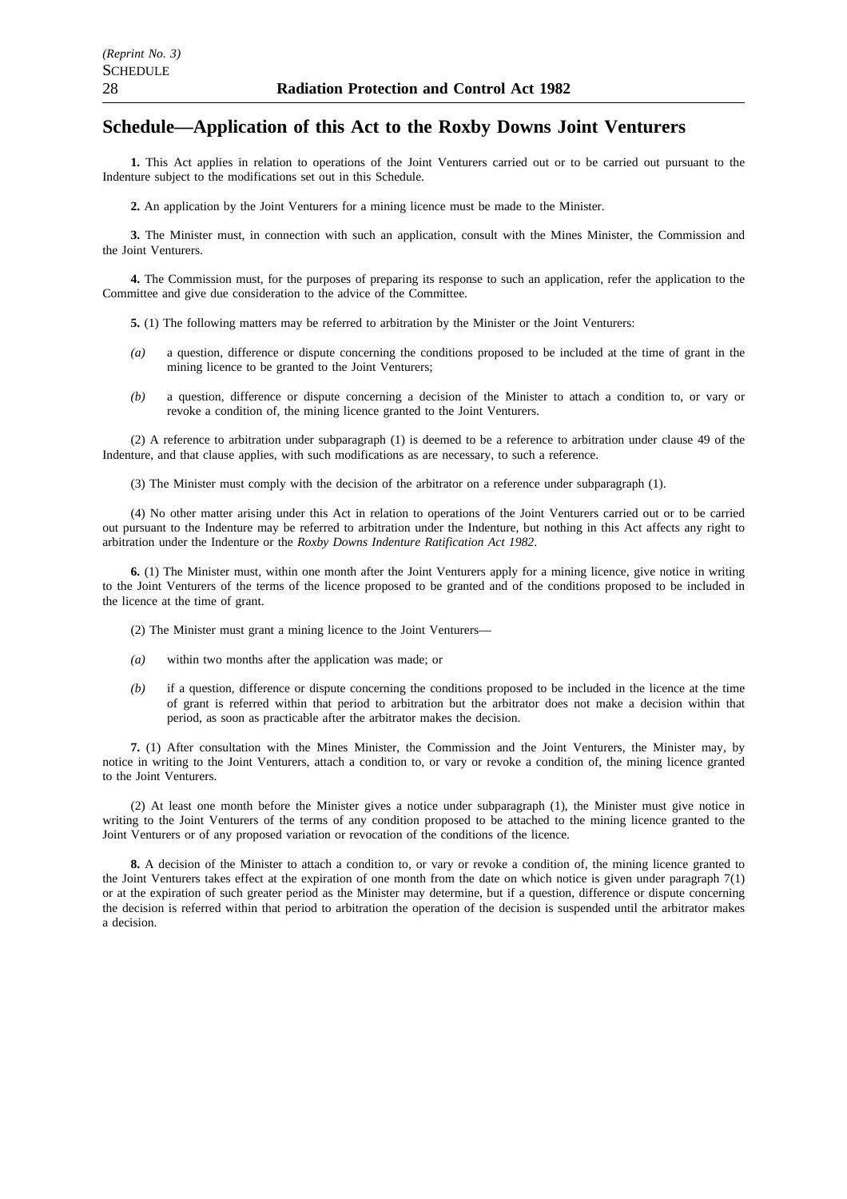## Schedule—Application of this Act to the Roxby Downs Joint Venturers

**1.** This Act applies in relation to operations of the Joint Venturers carried out or to be carried out pursuant to the Indenture subject to the modifications set out in this Schedule.

**2.** An application by the Joint Venturers for a mining licence must be made to the Minister.

**3.** The Minister must, in connection with such an application, consult with the Mines Minister, the Commission and the Joint Venturers.

**4.** The Commission must, for the purposes of preparing its response to such an application, refer the application to the Committee and give due consideration to the advice of the Committee.

**5.** (1) The following matters may be referred to arbitration by the Minister or the Joint Venturers:

*(a)* a question, difference or dispute concerning the conditions proposed to be included at the time of grant in the mining licence to be granted to the Joint Venturers;

*(b)* a question, difference or dispute concerning a decision of the Minister to attach a condition to, or vary or revoke a condition of, the mining licence granted to the Joint Venturers.

(2) A reference to arbitration under subparagraph (1) is deemed to be a reference to arbitration under clause 49 of the Indenture, and that clause applies, with such modifications as are necessary, to such a reference.

(3) The Minister must comply with the decision of the arbitrator on a reference under subparagraph (1).

(4) No other matter arising under this Act in relation to operations of the Joint Venturers carried out or to be carried out pursuant to the Indenture may be referred to arbitration under the Indenture, but nothing in this Act affects any right to arbitration under the Indenture or the *Roxby Downs Indenture Ratification Act 1982*.

**6.** (1) The Minister must, within one month after the Joint Venturers apply for a mining licence, give notice in writing to the Joint Venturers of the terms of the licence proposed to be granted and of the conditions proposed to be included in the licence at the time of grant.

(2) The Minister must grant a mining licence to the Joint Venturers—

*(a)* within two months after the application was made; or

*(b)* if a question, difference or dispute concerning the conditions proposed to be included in the licence at the time of grant is referred within that period to arbitration but the arbitrator does not make a decision within that period, as soon as practicable after the arbitrator makes the decision.

**7.** (1) After consultation with the Mines Minister, the Commission and the Joint Venturers, the Minister may, by notice in writing to the Joint Venturers, attach a condition to, or vary or revoke a condition of, the mining licence granted to the Joint Venturers.

(2) At least one month before the Minister gives a notice under subparagraph (1), the Minister must give notice in writing to the Joint Venturers of the terms of any condition proposed to be attached to the mining licence granted to the Joint Venturers or of any proposed variation or revocation of the conditions of the licence.

**8.** A decision of the Minister to attach a condition to, or vary or revoke a condition of, the mining licence granted to the Joint Venturers takes effect at the expiration of one month from the date on which notice is given under paragraph 7(1) or at the expiration of such greater period as the Minister may determine, but if a question, difference or dispute concerning the decision is referred within that period to arbitration the operation of the decision is suspended until the arbitrator makes a decision.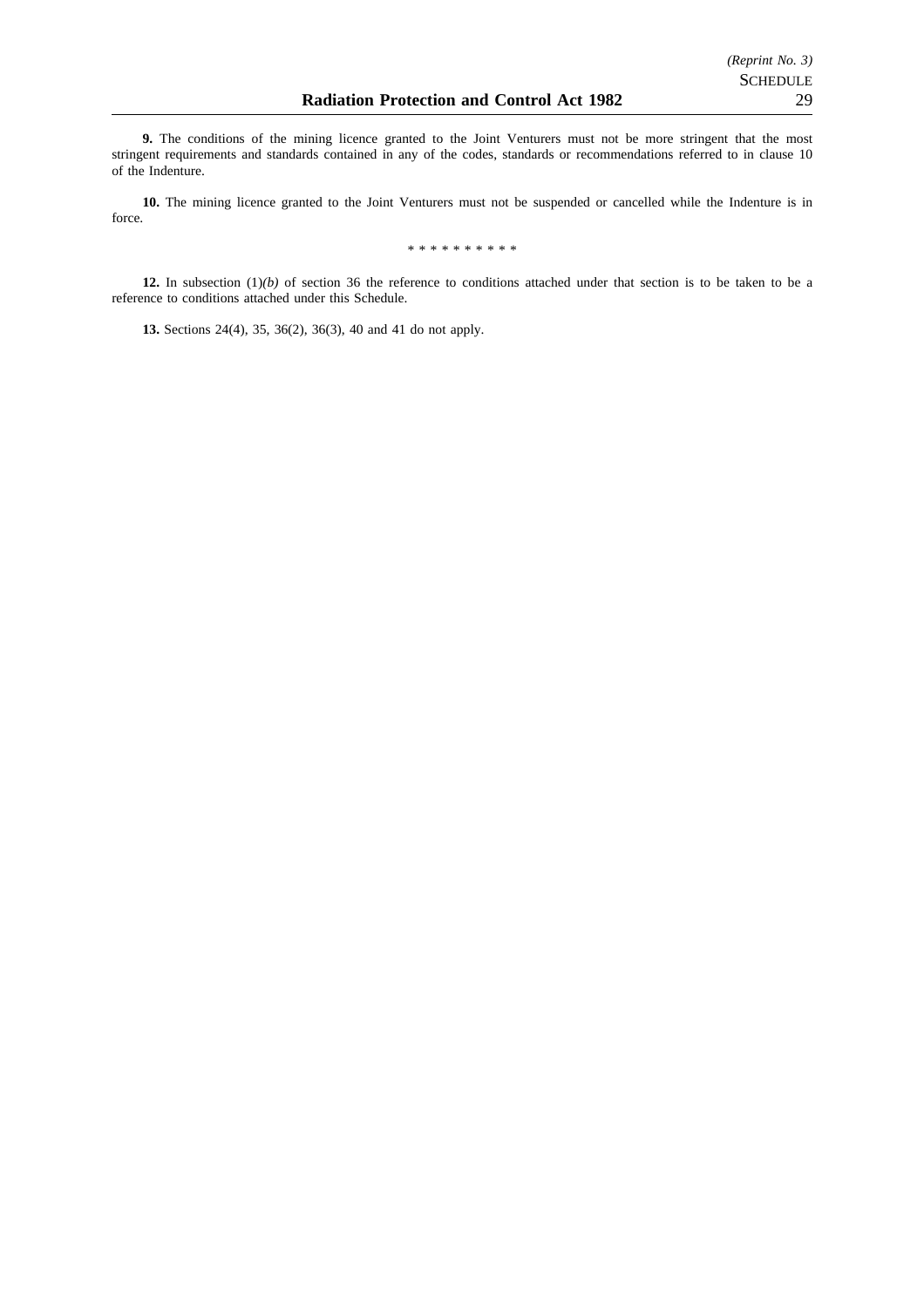**9.** The conditions of the mining licence granted to the Joint Venturers must not be more stringent that the most stringent requirements and standards contained in any of the codes, standards or recommendations referred to in clause 10 of the Indenture.

**10.** The mining licence granted to the Joint Venturers must not be suspended or cancelled while the Indenture is in force.

\* \* \* \* \* \* \* \* \* \*

**12.** In subsection (1)*(b)* of section 36 the reference to conditions attached under that section is to be taken to be a reference to conditions attached under this Schedule.

**13.** Sections 24(4), 35, 36(2), 36(3), 40 and 41 do not apply.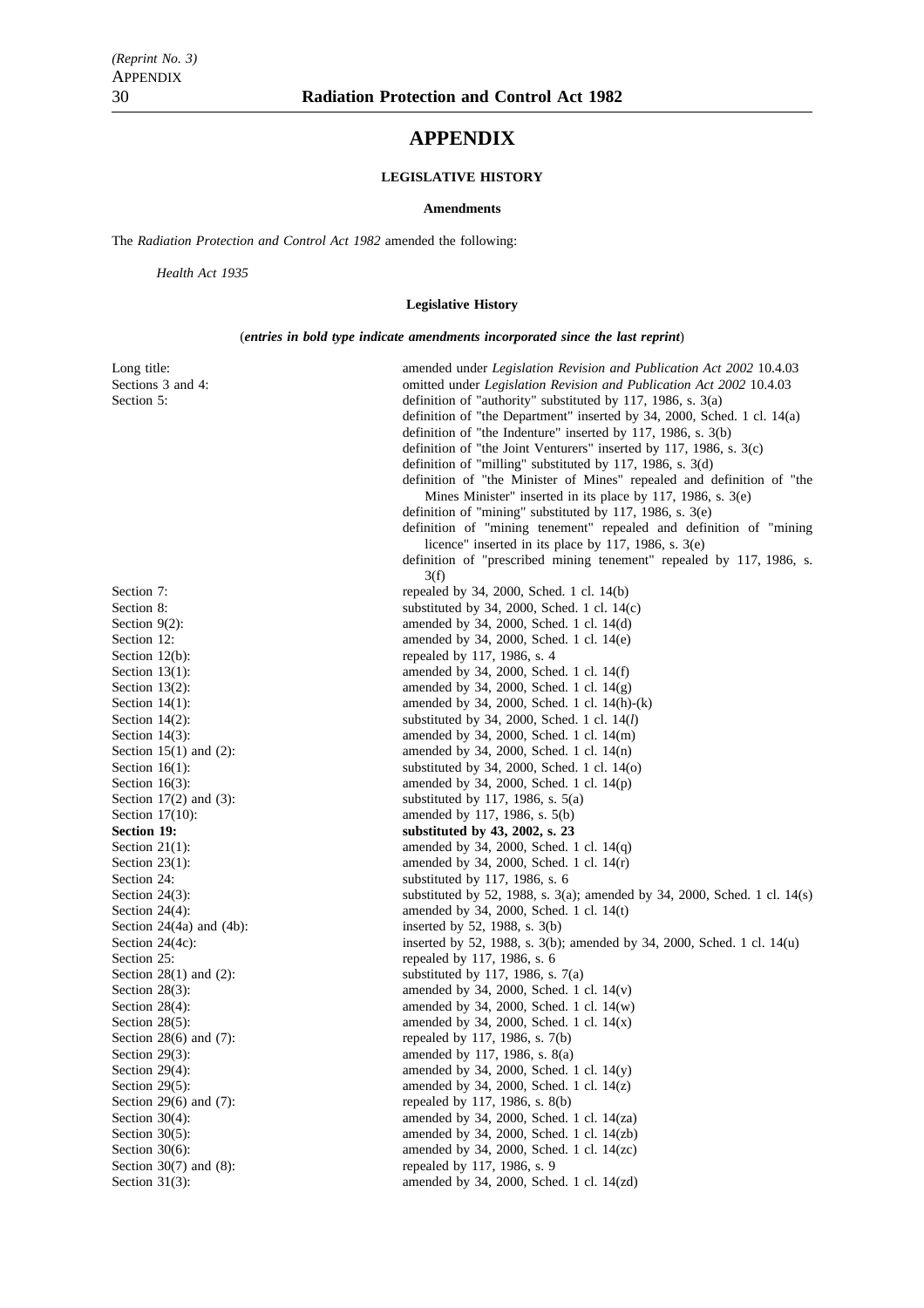# APPENDIX

## LEGISLATIVE HISTORY

### Amendments

The *Radiation Protection and Control Act 1982* amended the following:

*Health Act 1935*

### Legislative History

(***entries in bold type indicate amendments incorporated since the last reprint***)

| | |
|---|---|
| Long title: | amended under *Legislation Revision and Publication Act 2002* 10.4.03 |
| Sections 3 and 4: | omitted under *Legislation Revision and Publication Act 2002* 10.4.03 |
| Section 5: | definition of "authority" substituted by 117, 1986, s. 3(a) |
| | definition of "the Department" inserted by 34, 2000, Sched. 1 cl. 14(a) |
| | definition of "the Indenture" inserted by 117, 1986, s. 3(b) |
| | definition of "the Joint Venturers" inserted by 117, 1986, s. 3(c) |
| | definition of "milling" substituted by 117, 1986, s. 3(d) |
| | definition of "the Minister of Mines" repealed and definition of "the Mines Minister" inserted in its place by 117, 1986, s. 3(e) |
| | definition of "mining" substituted by 117, 1986, s. 3(e) |
| | definition of "mining tenement" repealed and definition of "mining licence" inserted in its place by 117, 1986, s. 3(e) |
| | definition of "prescribed mining tenement" repealed by 117, 1986, s. 3(f) |
| Section 7: | repealed by 34, 2000, Sched. 1 cl. 14(b) |
| Section 8: | substituted by 34, 2000, Sched. 1 cl. 14(c) |
| Section 9(2): | amended by 34, 2000, Sched. 1 cl. 14(d) |
| Section 12: | amended by 34, 2000, Sched. 1 cl. 14(e) |
| Section 12(b): | repealed by 117, 1986, s. 4 |
| Section 13(1): | amended by 34, 2000, Sched. 1 cl. 14(f) |
| Section 13(2): | amended by 34, 2000, Sched. 1 cl. 14(g) |
| Section 14(1): | amended by 34, 2000, Sched. 1 cl. 14(h)-(k) |
| Section 14(2): | substituted by 34, 2000, Sched. 1 cl. 14(*l*) |
| Section 14(3): | amended by 34, 2000, Sched. 1 cl. 14(m) |
| Section 15(1) and (2): | amended by 34, 2000, Sched. 1 cl. 14(n) |
| Section 16(1): | substituted by 34, 2000, Sched. 1 cl. 14(o) |
| Section 16(3): | amended by 34, 2000, Sched. 1 cl. 14(p) |
| Section 17(2) and (3): | substituted by 117, 1986, s. 5(a) |
| Section 17(10): | amended by 117, 1986, s. 5(b) |
| **Section 19:** | **substituted by 43, 2002, s. 23** |
| Section 21(1): | amended by 34, 2000, Sched. 1 cl. 14(q) |
| Section 23(1): | amended by 34, 2000, Sched. 1 cl. 14(r) |
| Section 24: | substituted by 117, 1986, s. 6 |
| Section 24(3): | substituted by 52, 1988, s. 3(a); amended by 34, 2000, Sched. 1 cl. 14(s) |
| Section 24(4): | amended by 34, 2000, Sched. 1 cl. 14(t) |
| Section 24(4a) and (4b): | inserted by 52, 1988, s. 3(b) |
| Section 24(4c): | inserted by 52, 1988, s. 3(b); amended by 34, 2000, Sched. 1 cl. 14(u) |
| Section 25: | repealed by 117, 1986, s. 6 |
| Section 28(1) and (2): | substituted by 117, 1986, s. 7(a) |
| Section 28(3): | amended by 34, 2000, Sched. 1 cl. 14(v) |
| Section 28(4): | amended by 34, 2000, Sched. 1 cl. 14(w) |
| Section 28(5): | amended by 34, 2000, Sched. 1 cl. 14(x) |
| Section 28(6) and (7): | repealed by 117, 1986, s. 7(b) |
| Section 29(3): | amended by 117, 1986, s. 8(a) |
| Section 29(4): | amended by 34, 2000, Sched. 1 cl. 14(y) |
| Section 29(5): | amended by 34, 2000, Sched. 1 cl. 14(z) |
| Section 29(6) and (7): | repealed by 117, 1986, s. 8(b) |
| Section 30(4): | amended by 34, 2000, Sched. 1 cl. 14(za) |
| Section 30(5): | amended by 34, 2000, Sched. 1 cl. 14(zb) |
| Section 30(6): | amended by 34, 2000, Sched. 1 cl. 14(zc) |
| Section 30(7) and (8): | repealed by 117, 1986, s. 9 |
| Section 31(3): | amended by 34, 2000, Sched. 1 cl. 14(zd) |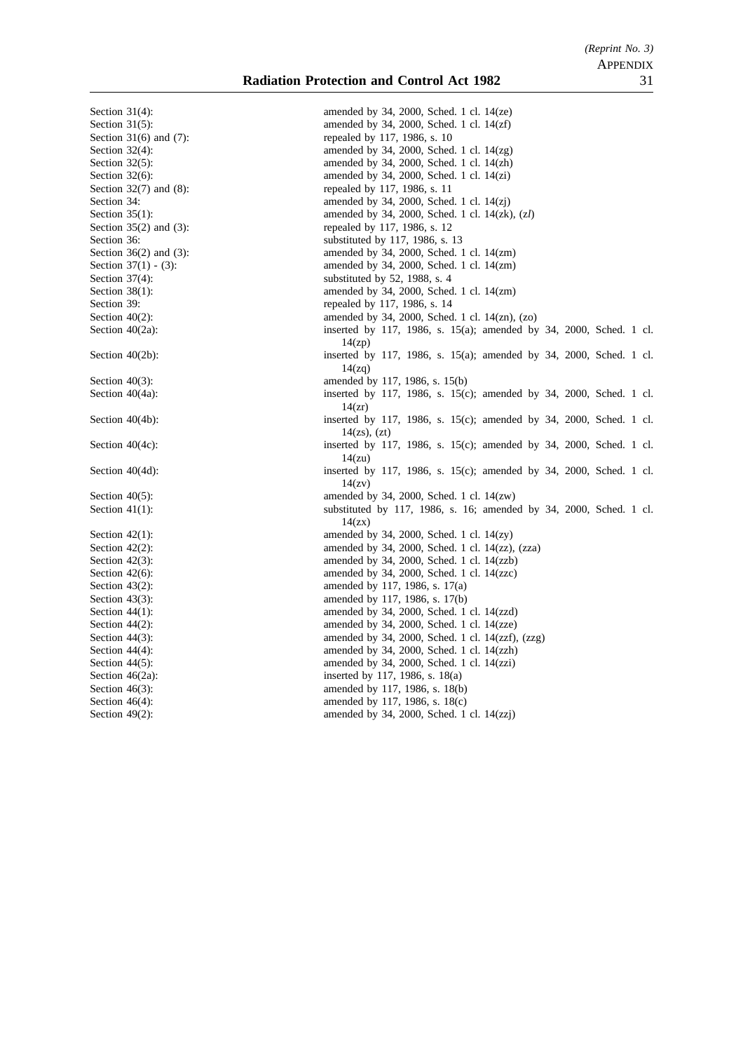Section 31(4): amended by 34, 2000, Sched. 1 cl. 14(ze)
Section 31(5): amended by 34, 2000, Sched. 1 cl. 14(zf)
Section 31(6) and (7): repealed by 117, 1986, s. 10
Section 32(4): amended by 34, 2000, Sched. 1 cl. 14(zg)
Section 32(5): amended by 34, 2000, Sched. 1 cl. 14(zh)
Section 32(6): amended by 34, 2000, Sched. 1 cl. 14(zi)
Section 32(7) and (8): repealed by 117, 1986, s. 11
Section 34: amended by 34, 2000, Sched. 1 cl. 14(zj)
Section 35(1): amended by 34, 2000, Sched. 1 cl. 14(zk), (z*l*)
Section 35(2) and (3): repealed by 117, 1986, s. 12
Section 36: substituted by 117, 1986, s. 13
Section 36(2) and (3): amended by 34, 2000, Sched. 1 cl. 14(zm)
Section 37(1) - (3): amended by 34, 2000, Sched. 1 cl. 14(zm)
Section 37(4): substituted by 52, 1988, s. 4
Section 38(1): amended by 34, 2000, Sched. 1 cl. 14(zm)
Section 39: repealed by 117, 1986, s. 14
Section 40(2): amended by 34, 2000, Sched. 1 cl. 14(zn), (zo)
Section 40(2a): inserted by 117, 1986, s. 15(a); amended by 34, 2000, Sched. 1 cl. 14(zp)
Section 40(2b): inserted by 117, 1986, s. 15(a); amended by 34, 2000, Sched. 1 cl. 14(zq)
Section 40(3): amended by 117, 1986, s. 15(b)
Section 40(4a): inserted by 117, 1986, s. 15(c); amended by 34, 2000, Sched. 1 cl. 14(zr)
Section 40(4b): inserted by 117, 1986, s. 15(c); amended by 34, 2000, Sched. 1 cl. 14(zs), (zt)
Section 40(4c): inserted by 117, 1986, s. 15(c); amended by 34, 2000, Sched. 1 cl. 14(zu)
Section 40(4d): inserted by 117, 1986, s. 15(c); amended by 34, 2000, Sched. 1 cl. 14(zv)
Section 40(5): amended by 34, 2000, Sched. 1 cl. 14(zw)
Section 41(1): substituted by 117, 1986, s. 16; amended by 34, 2000, Sched. 1 cl. 14(zx)
Section 42(1): amended by 34, 2000, Sched. 1 cl. 14(zy)
Section 42(2): amended by 34, 2000, Sched. 1 cl. 14(zz), (zza)
Section 42(3): amended by 34, 2000, Sched. 1 cl. 14(zzb)
Section 42(6): amended by 34, 2000, Sched. 1 cl. 14(zzc)
Section 43(2): amended by 117, 1986, s. 17(a)
Section 43(3): amended by 117, 1986, s. 17(b)
Section 44(1): amended by 34, 2000, Sched. 1 cl. 14(zzd)
Section 44(2): amended by 34, 2000, Sched. 1 cl. 14(zze)
Section 44(3): amended by 34, 2000, Sched. 1 cl. 14(zzf), (zzg)
Section 44(4): amended by 34, 2000, Sched. 1 cl. 14(zzh)
Section 44(5): amended by 34, 2000, Sched. 1 cl. 14(zzi)
Section 46(2a): inserted by 117, 1986, s. 18(a)
Section 46(3): amended by 117, 1986, s. 18(b)
Section 46(4): amended by 117, 1986, s. 18(c)
Section 49(2): amended by 34, 2000, Sched. 1 cl. 14(zzj)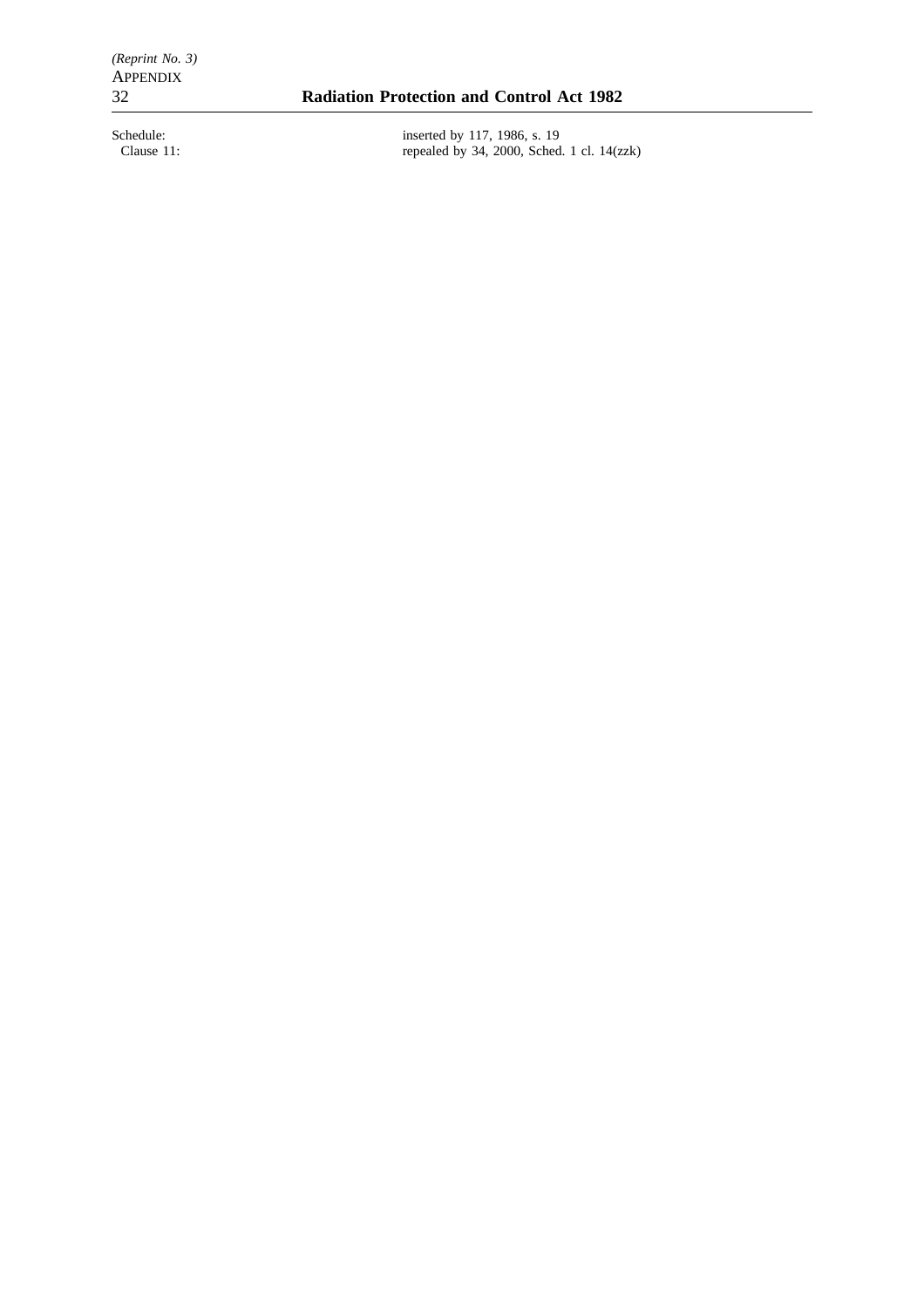Schedule: inserted by 117, 1986, s. 19
Clause 11: repealed by 34, 2000, Sched. 1 cl. 14(zzk)